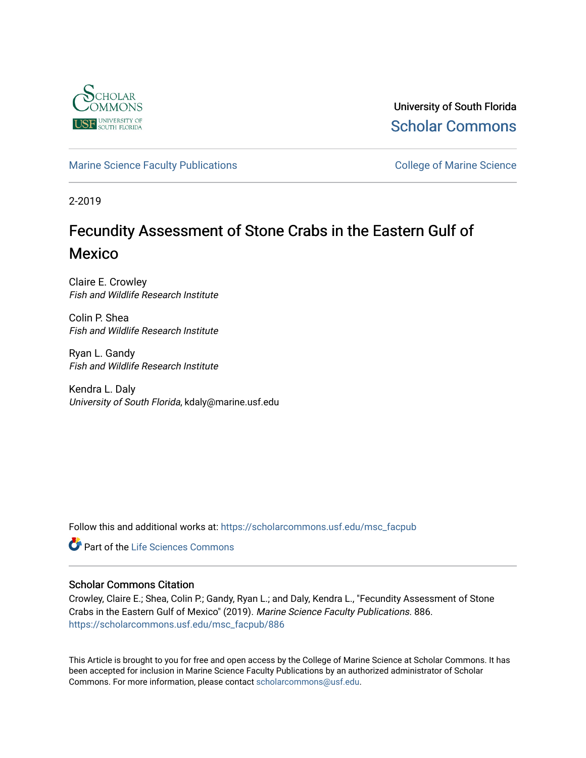University of South Florida
Scholar Commons

Marine Science Faculty Publications | College of Marine Science

2-2019

# Fecundity Assessment of Stone Crabs in the Eastern Gulf of Mexico

Claire E. Crowley
*Fish and Wildlife Research Institute*

Colin P. Shea
*Fish and Wildlife Research Institute*

Ryan L. Gandy
*Fish and Wildlife Research Institute*

Kendra L. Daly
*University of South Florida*, kdaly@marine.usf.edu

Follow this and additional works at: https://scholarcommons.usf.edu/msc_facpub

Part of the Life Sciences Commons

### Scholar Commons Citation

Crowley, Claire E.; Shea, Colin P.; Gandy, Ryan L.; and Daly, Kendra L., "Fecundity Assessment of Stone Crabs in the Eastern Gulf of Mexico" (2019). *Marine Science Faculty Publications*. 886.
https://scholarcommons.usf.edu/msc_facpub/886

This Article is brought to you for free and open access by the College of Marine Science at Scholar Commons. It has been accepted for inclusion in Marine Science Faculty Publications by an authorized administrator of Scholar Commons. For more information, please contact scholarcommons@usf.edu.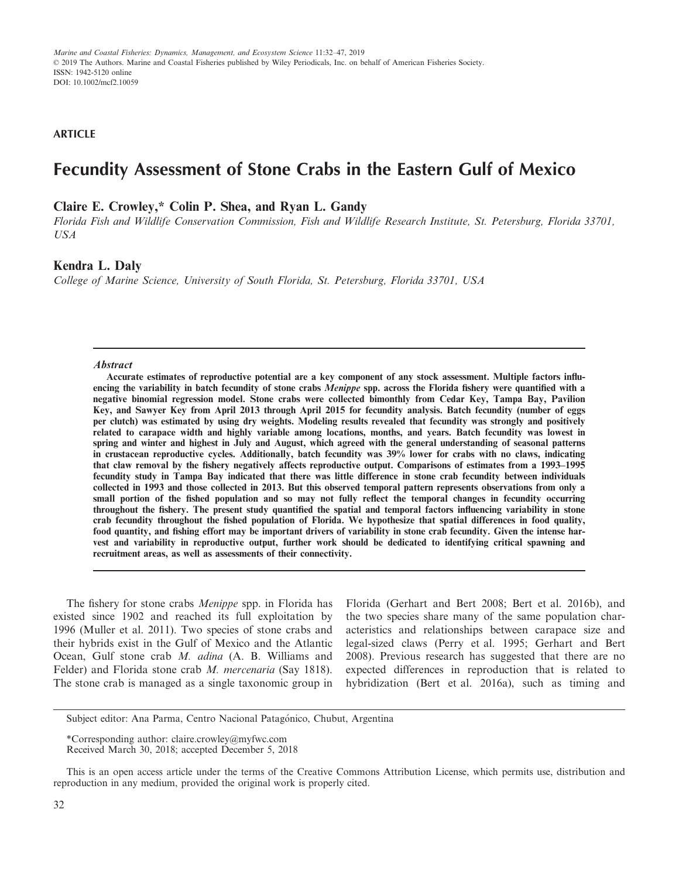ARTICLE

# Fecundity Assessment of Stone Crabs in the Eastern Gulf of Mexico

**Claire E. Crowley,\* Colin P. Shea, and Ryan L. Gandy**

*Florida Fish and Wildlife Conservation Commission, Fish and Wildlife Research Institute, St. Petersburg, Florida 33701, USA*

**Kendra L. Daly**

*College of Marine Science, University of South Florida, St. Petersburg, Florida 33701, USA*

---

### Abstract

**Accurate estimates of reproductive potential are a key component of any stock assessment. Multiple factors influencing the variability in batch fecundity of stone crabs *Menippe* spp. across the Florida fishery were quantified with a negative binomial regression model. Stone crabs were collected bimonthly from Cedar Key, Tampa Bay, Pavilion Key, and Sawyer Key from April 2013 through April 2015 for fecundity analysis. Batch fecundity (number of eggs per clutch) was estimated by using dry weights. Modeling results revealed that fecundity was strongly and positively related to carapace width and highly variable among locations, months, and years. Batch fecundity was lowest in spring and winter and highest in July and August, which agreed with the general understanding of seasonal patterns in crustacean reproductive cycles. Additionally, batch fecundity was 39% lower for crabs with no claws, indicating that claw removal by the fishery negatively affects reproductive output. Comparisons of estimates from a 1993–1995 fecundity study in Tampa Bay indicated that there was little difference in stone crab fecundity between individuals collected in 1993 and those collected in 2013. But this observed temporal pattern represents observations from only a small portion of the fished population and so may not fully reflect the temporal changes in fecundity occurring throughout the fishery. The present study quantified the spatial and temporal factors influencing variability in stone crab fecundity throughout the fished population of Florida. We hypothesize that spatial differences in food quality, food quantity, and fishing effort may be important drivers of variability in stone crab fecundity. Given the intense harvest and variability in reproductive output, further work should be dedicated to identifying critical spawning and recruitment areas, as well as assessments of their connectivity.**

---

The fishery for stone crabs *Menippe* spp. in Florida has existed since 1902 and reached its full exploitation by 1996 (Muller et al. 2011). Two species of stone crabs and their hybrids exist in the Gulf of Mexico and the Atlantic Ocean, Gulf stone crab *M. adina* (A. B. Williams and Felder) and Florida stone crab *M. mercenaria* (Say 1818). The stone crab is managed as a single taxonomic group in Florida (Gerhart and Bert 2008; Bert et al. 2016b), and the two species share many of the same population characteristics and relationships between carapace size and legal-sized claws (Perry et al. 1995; Gerhart and Bert 2008). Previous research has suggested that there are no expected differences in reproduction that is related to hybridization (Bert et al. 2016a), such as timing and

---

Subject editor: Ana Parma, Centro Nacional Patagónico, Chubut, Argentina

\*Corresponding author: claire.crowley@myfwc.com
Received March 30, 2018; accepted December 5, 2018

This is an open access article under the terms of the Creative Commons Attribution License, which permits use, distribution and reproduction in any medium, provided the original work is properly cited.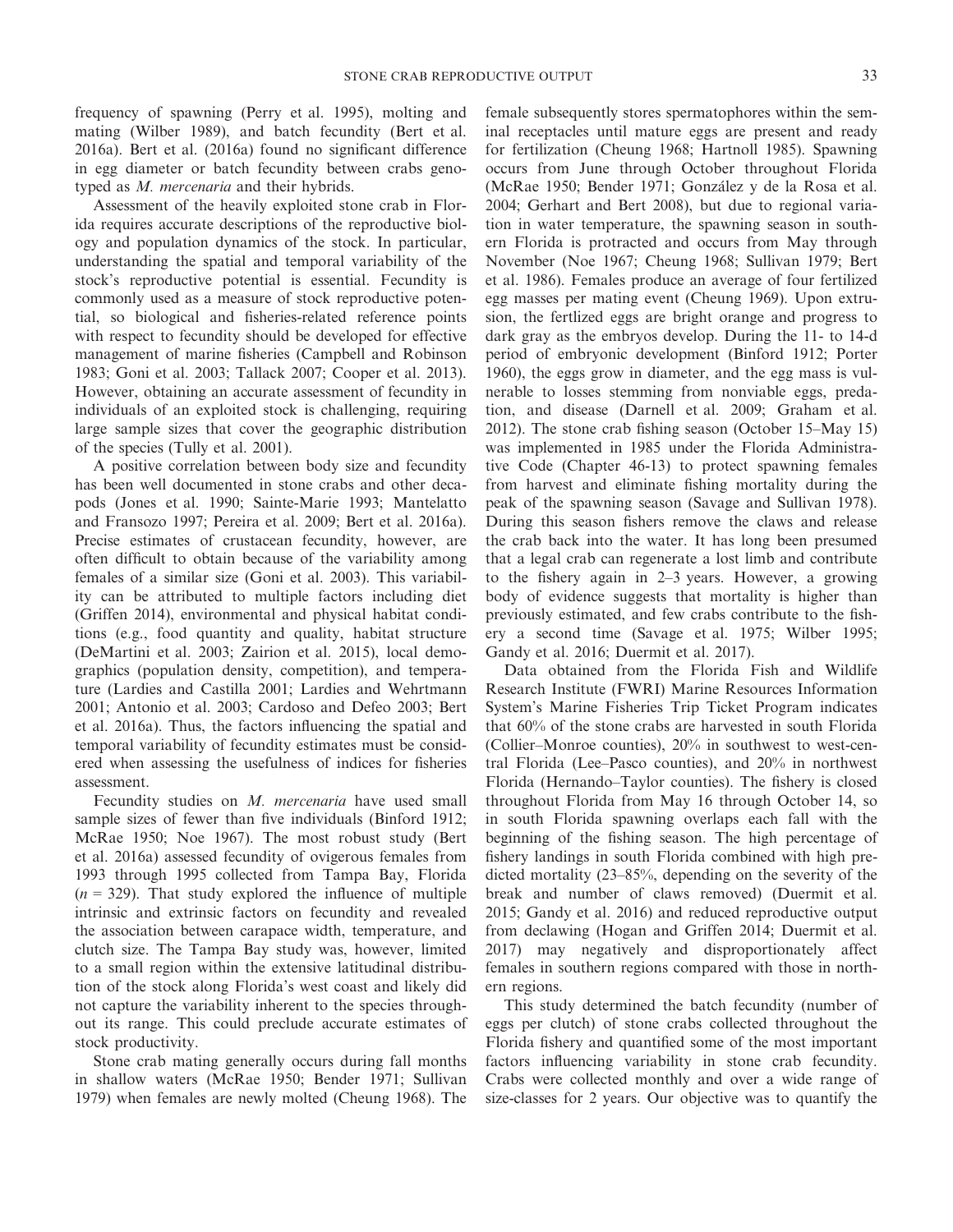frequency of spawning (Perry et al. 1995), molting and mating (Wilber 1989), and batch fecundity (Bert et al. 2016a). Bert et al. (2016a) found no significant difference in egg diameter or batch fecundity between crabs genotyped as *M. mercenaria* and their hybrids.

Assessment of the heavily exploited stone crab in Florida requires accurate descriptions of the reproductive biology and population dynamics of the stock. In particular, understanding the spatial and temporal variability of the stock's reproductive potential is essential. Fecundity is commonly used as a measure of stock reproductive potential, so biological and fisheries-related reference points with respect to fecundity should be developed for effective management of marine fisheries (Campbell and Robinson 1983; Goni et al. 2003; Tallack 2007; Cooper et al. 2013). However, obtaining an accurate assessment of fecundity in individuals of an exploited stock is challenging, requiring large sample sizes that cover the geographic distribution of the species (Tully et al. 2001).

A positive correlation between body size and fecundity has been well documented in stone crabs and other decapods (Jones et al. 1990; Sainte-Marie 1993; Mantelatto and Fransozo 1997; Pereira et al. 2009; Bert et al. 2016a). Precise estimates of crustacean fecundity, however, are often difficult to obtain because of the variability among females of a similar size (Goni et al. 2003). This variability can be attributed to multiple factors including diet (Griffen 2014), environmental and physical habitat conditions (e.g., food quantity and quality, habitat structure (DeMartini et al. 2003; Zairion et al. 2015), local demographics (population density, competition), and temperature (Lardies and Castilla 2001; Lardies and Wehrtmann 2001; Antonio et al. 2003; Cardoso and Defeo 2003; Bert et al. 2016a). Thus, the factors influencing the spatial and temporal variability of fecundity estimates must be considered when assessing the usefulness of indices for fisheries assessment.

Fecundity studies on *M. mercenaria* have used small sample sizes of fewer than five individuals (Binford 1912; McRae 1950; Noe 1967). The most robust study (Bert et al. 2016a) assessed fecundity of ovigerous females from 1993 through 1995 collected from Tampa Bay, Florida ($n$ = 329). That study explored the influence of multiple intrinsic and extrinsic factors on fecundity and revealed the association between carapace width, temperature, and clutch size. The Tampa Bay study was, however, limited to a small region within the extensive latitudinal distribution of the stock along Florida's west coast and likely did not capture the variability inherent to the species throughout its range. This could preclude accurate estimates of stock productivity.

Stone crab mating generally occurs during fall months in shallow waters (McRae 1950; Bender 1971; Sullivan 1979) when females are newly molted (Cheung 1968). The female subsequently stores spermatophores within the seminal receptacles until mature eggs are present and ready for fertilization (Cheung 1968; Hartnoll 1985). Spawning occurs from June through October throughout Florida (McRae 1950; Bender 1971; González y de la Rosa et al. 2004; Gerhart and Bert 2008), but due to regional variation in water temperature, the spawning season in southern Florida is protracted and occurs from May through November (Noe 1967; Cheung 1968; Sullivan 1979; Bert et al. 1986). Females produce an average of four fertilized egg masses per mating event (Cheung 1969). Upon extrusion, the fertlized eggs are bright orange and progress to dark gray as the embryos develop. During the 11- to 14-d period of embryonic development (Binford 1912; Porter 1960), the eggs grow in diameter, and the egg mass is vulnerable to losses stemming from nonviable eggs, predation, and disease (Darnell et al. 2009; Graham et al. 2012). The stone crab fishing season (October 15–May 15) was implemented in 1985 under the Florida Administrative Code (Chapter 46-13) to protect spawning females from harvest and eliminate fishing mortality during the peak of the spawning season (Savage and Sullivan 1978). During this season fishers remove the claws and release the crab back into the water. It has long been presumed that a legal crab can regenerate a lost limb and contribute to the fishery again in 2–3 years. However, a growing body of evidence suggests that mortality is higher than previously estimated, and few crabs contribute to the fishery a second time (Savage et al. 1975; Wilber 1995; Gandy et al. 2016; Duermit et al. 2017).

Data obtained from the Florida Fish and Wildlife Research Institute (FWRI) Marine Resources Information System's Marine Fisheries Trip Ticket Program indicates that 60% of the stone crabs are harvested in south Florida (Collier–Monroe counties), 20% in southwest to west-central Florida (Lee–Pasco counties), and 20% in northwest Florida (Hernando–Taylor counties). The fishery is closed throughout Florida from May 16 through October 14, so in south Florida spawning overlaps each fall with the beginning of the fishing season. The high percentage of fishery landings in south Florida combined with high predicted mortality (23–85%, depending on the severity of the break and number of claws removed) (Duermit et al. 2015; Gandy et al. 2016) and reduced reproductive output from declawing (Hogan and Griffen 2014; Duermit et al. 2017) may negatively and disproportionately affect females in southern regions compared with those in northern regions.

This study determined the batch fecundity (number of eggs per clutch) of stone crabs collected throughout the Florida fishery and quantified some of the most important factors influencing variability in stone crab fecundity. Crabs were collected monthly and over a wide range of size-classes for 2 years. Our objective was to quantify the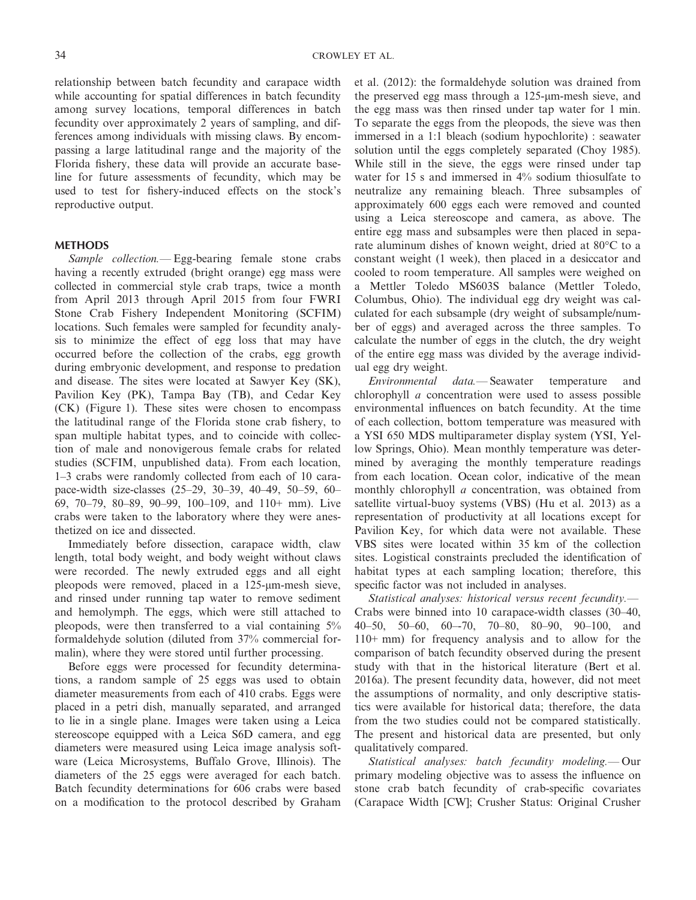relationship between batch fecundity and carapace width while accounting for spatial differences in batch fecundity among survey locations, temporal differences in batch fecundity over approximately 2 years of sampling, and differences among individuals with missing claws. By encompassing a large latitudinal range and the majority of the Florida fishery, these data will provide an accurate baseline for future assessments of fecundity, which may be used to test for fishery-induced effects on the stock's reproductive output.

## METHODS

*Sample collection.*— Egg-bearing female stone crabs having a recently extruded (bright orange) egg mass were collected in commercial style crab traps, twice a month from April 2013 through April 2015 from four FWRI Stone Crab Fishery Independent Monitoring (SCFIM) locations. Such females were sampled for fecundity analysis to minimize the effect of egg loss that may have occurred before the collection of the crabs, egg growth during embryonic development, and response to predation and disease. The sites were located at Sawyer Key (SK), Pavilion Key (PK), Tampa Bay (TB), and Cedar Key (CK) (Figure 1). These sites were chosen to encompass the latitudinal range of the Florida stone crab fishery, to span multiple habitat types, and to coincide with collection of male and nonovigerous female crabs for related studies (SCFIM, unpublished data). From each location, 1–3 crabs were randomly collected from each of 10 carapace-width size-classes (25–29, 30–39, 40–49, 50–59, 60–69, 70–79, 80–89, 90–99, 100–109, and 110+ mm). Live crabs were taken to the laboratory where they were anesthetized on ice and dissected.

Immediately before dissection, carapace width, claw length, total body weight, and body weight without claws were recorded. The newly extruded eggs and all eight pleopods were removed, placed in a 125-μm-mesh sieve, and rinsed under running tap water to remove sediment and hemolymph. The eggs, which were still attached to pleopods, were then transferred to a vial containing 5% formaldehyde solution (diluted from 37% commercial formalin), where they were stored until further processing.

Before eggs were processed for fecundity determinations, a random sample of 25 eggs was used to obtain diameter measurements from each of 410 crabs. Eggs were placed in a petri dish, manually separated, and arranged to lie in a single plane. Images were taken using a Leica stereoscope equipped with a Leica S6D camera, and egg diameters were measured using Leica image analysis software (Leica Microsystems, Buffalo Grove, Illinois). The diameters of the 25 eggs were averaged for each batch. Batch fecundity determinations for 606 crabs were based on a modification to the protocol described by Graham et al. (2012): the formaldehyde solution was drained from the preserved egg mass through a 125-μm-mesh sieve, and the egg mass was then rinsed under tap water for 1 min. To separate the eggs from the pleopods, the sieve was then immersed in a 1:1 bleach (sodium hypochlorite) : seawater solution until the eggs completely separated (Choy 1985). While still in the sieve, the eggs were rinsed under tap water for 15 s and immersed in 4% sodium thiosulfate to neutralize any remaining bleach. Three subsamples of approximately 600 eggs each were removed and counted using a Leica stereoscope and camera, as above. The entire egg mass and subsamples were then placed in separate aluminum dishes of known weight, dried at 80°C to a constant weight (1 week), then placed in a desiccator and cooled to room temperature. All samples were weighed on a Mettler Toledo MS603S balance (Mettler Toledo, Columbus, Ohio). The individual egg dry weight was calculated for each subsample (dry weight of subsample/number of eggs) and averaged across the three samples. To calculate the number of eggs in the clutch, the dry weight of the entire egg mass was divided by the average individual egg dry weight.

*Environmental data.*— Seawater temperature and chlorophyll *a* concentration were used to assess possible environmental influences on batch fecundity. At the time of each collection, bottom temperature was measured with a YSI 650 MDS multiparameter display system (YSI, Yellow Springs, Ohio). Mean monthly temperature was determined by averaging the monthly temperature readings from each location. Ocean color, indicative of the mean monthly chlorophyll *a* concentration, was obtained from satellite virtual-buoy systems (VBS) (Hu et al. 2013) as a representation of productivity at all locations except for Pavilion Key, for which data were not available. These VBS sites were located within 35 km of the collection sites. Logistical constraints precluded the identification of habitat types at each sampling location; therefore, this specific factor was not included in analyses.

*Statistical analyses: historical versus recent fecundity.*— Crabs were binned into 10 carapace-width classes (30–40, 40–50, 50–60, 60–-70, 70–80, 80–90, 90–100, and 110+ mm) for frequency analysis and to allow for the comparison of batch fecundity observed during the present study with that in the historical literature (Bert et al. 2016a). The present fecundity data, however, did not meet the assumptions of normality, and only descriptive statistics were available for historical data; therefore, the data from the two studies could not be compared statistically. The present and historical data are presented, but only qualitatively compared.

*Statistical analyses: batch fecundity modeling.*— Our primary modeling objective was to assess the influence on stone crab batch fecundity of crab-specific covariates (Carapace Width [CW]; Crusher Status: Original Crusher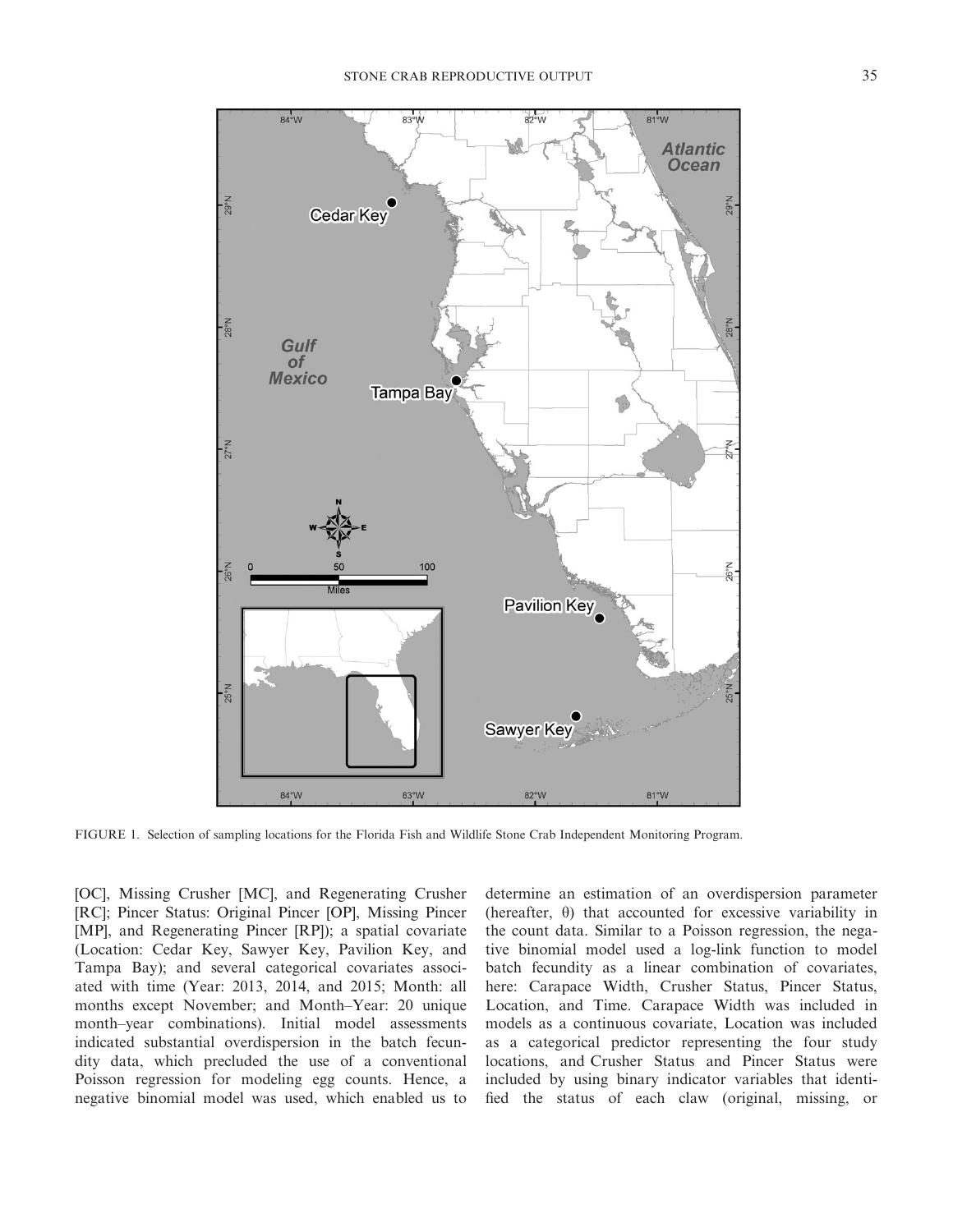FIGURE 1. Selection of sampling locations for the Florida Fish and Wildlife Stone Crab Independent Monitoring Program.

[OC], Missing Crusher [MC], and Regenerating Crusher [RC]; Pincer Status: Original Pincer [OP], Missing Pincer [MP], and Regenerating Pincer [RP]); a spatial covariate (Location: Cedar Key, Sawyer Key, Pavilion Key, and Tampa Bay); and several categorical covariates associated with time (Year: 2013, 2014, and 2015; Month: all months except November; and Month–Year: 20 unique month–year combinations). Initial model assessments indicated substantial overdispersion in the batch fecundity data, which precluded the use of a conventional Poisson regression for modeling egg counts. Hence, a negative binomial model was used, which enabled us to determine an estimation of an overdispersion parameter (hereafter, θ) that accounted for excessive variability in the count data. Similar to a Poisson regression, the negative binomial model used a log-link function to model batch fecundity as a linear combination of covariates, here: Carapace Width, Crusher Status, Pincer Status, Location, and Time. Carapace Width was included in models as a continuous covariate, Location was included as a categorical predictor representing the four study locations, and Crusher Status and Pincer Status were included by using binary indicator variables that identified the status of each claw (original, missing, or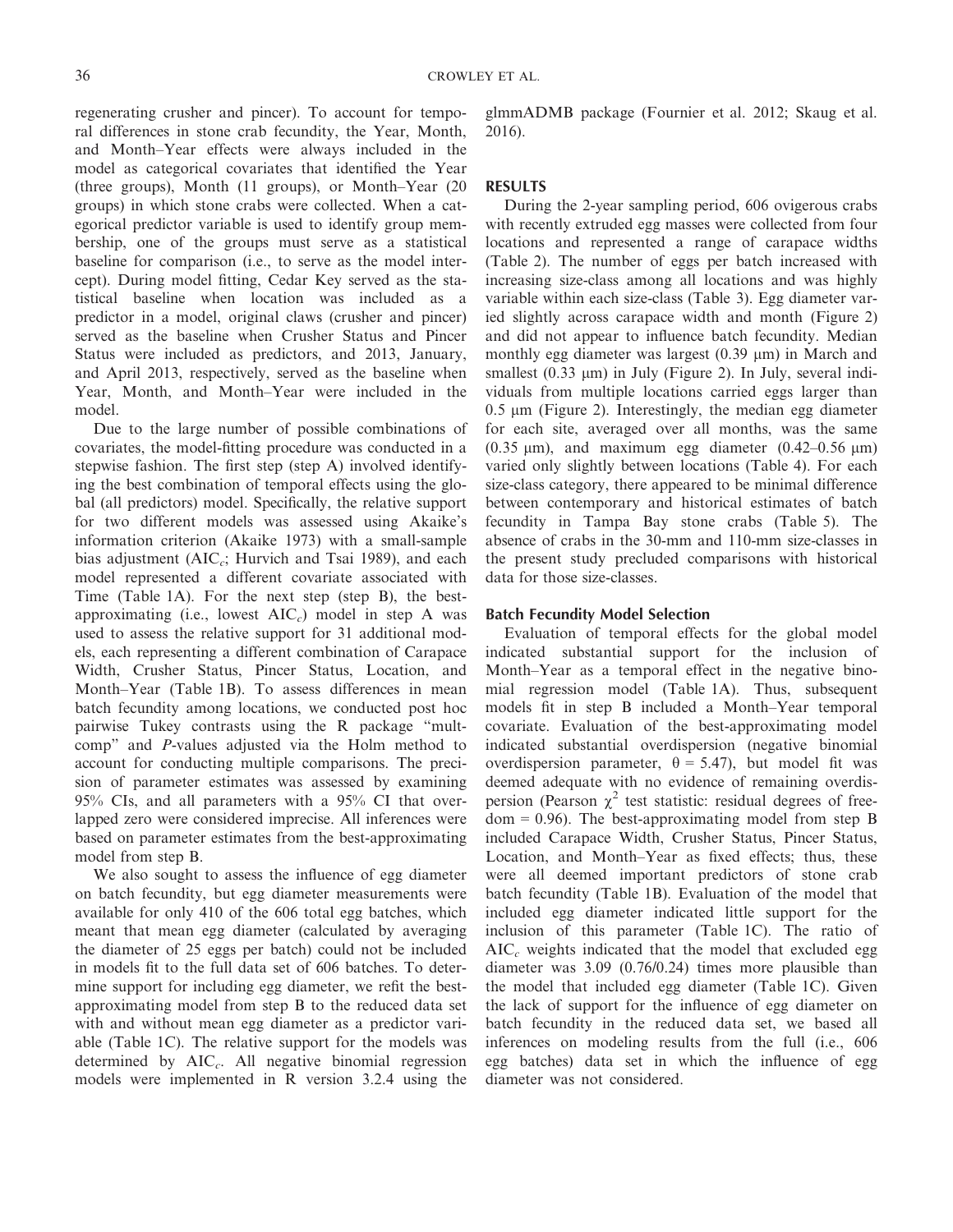regenerating crusher and pincer). To account for temporal differences in stone crab fecundity, the Year, Month, and Month–Year effects were always included in the model as categorical covariates that identified the Year (three groups), Month (11 groups), or Month–Year (20 groups) in which stone crabs were collected. When a categorical predictor variable is used to identify group membership, one of the groups must serve as a statistical baseline for comparison (i.e., to serve as the model intercept). During model fitting, Cedar Key served as the statistical baseline when location was included as a predictor in a model, original claws (crusher and pincer) served as the baseline when Crusher Status and Pincer Status were included as predictors, and 2013, January, and April 2013, respectively, served as the baseline when Year, Month, and Month–Year were included in the model.

Due to the large number of possible combinations of covariates, the model-fitting procedure was conducted in a stepwise fashion. The first step (step A) involved identifying the best combination of temporal effects using the global (all predictors) model. Specifically, the relative support for two different models was assessed using Akaike's information criterion (Akaike 1973) with a small-sample bias adjustment ($AIC_c$; Hurvich and Tsai 1989), and each model represented a different covariate associated with Time (Table 1A). For the next step (step B), the best-approximating (i.e., lowest $AIC_c$) model in step A was used to assess the relative support for 31 additional models, each representing a different combination of Carapace Width, Crusher Status, Pincer Status, Location, and Month–Year (Table 1B). To assess differences in mean batch fecundity among locations, we conducted post hoc pairwise Tukey contrasts using the R package "multcomp" and *P*-values adjusted via the Holm method to account for conducting multiple comparisons. The precision of parameter estimates was assessed by examining 95% CIs, and all parameters with a 95% CI that overlapped zero were considered imprecise. All inferences were based on parameter estimates from the best-approximating model from step B.

We also sought to assess the influence of egg diameter on batch fecundity, but egg diameter measurements were available for only 410 of the 606 total egg batches, which meant that mean egg diameter (calculated by averaging the diameter of 25 eggs per batch) could not be included in models fit to the full data set of 606 batches. To determine support for including egg diameter, we refit the best-approximating model from step B to the reduced data set with and without mean egg diameter as a predictor variable (Table 1C). The relative support for the models was determined by $AIC_c$. All negative binomial regression models were implemented in R version 3.2.4 using the glmmADMB package (Fournier et al. 2012; Skaug et al. 2016).

## RESULTS

During the 2-year sampling period, 606 ovigerous crabs with recently extruded egg masses were collected from four locations and represented a range of carapace widths (Table 2). The number of eggs per batch increased with increasing size-class among all locations and was highly variable within each size-class (Table 3). Egg diameter varied slightly across carapace width and month (Figure 2) and did not appear to influence batch fecundity. Median monthly egg diameter was largest (0.39 μm) in March and smallest (0.33 μm) in July (Figure 2). In July, several individuals from multiple locations carried eggs larger than 0.5 μm (Figure 2). Interestingly, the median egg diameter for each site, averaged over all months, was the same (0.35 μm), and maximum egg diameter (0.42–0.56 μm) varied only slightly between locations (Table 4). For each size-class category, there appeared to be minimal difference between contemporary and historical estimates of batch fecundity in Tampa Bay stone crabs (Table 5). The absence of crabs in the 30-mm and 110-mm size-classes in the present study precluded comparisons with historical data for those size-classes.

### Batch Fecundity Model Selection

Evaluation of temporal effects for the global model indicated substantial support for the inclusion of Month–Year as a temporal effect in the negative binomial regression model (Table 1A). Thus, subsequent models fit in step B included a Month–Year temporal covariate. Evaluation of the best-approximating model indicated substantial overdispersion (negative binomial overdispersion parameter, $\theta = 5.47$), but model fit was deemed adequate with no evidence of remaining overdispersion (Pearson $\chi^2$ test statistic: residual degrees of freedom = 0.96). The best-approximating model from step B included Carapace Width, Crusher Status, Pincer Status, Location, and Month–Year as fixed effects; thus, these were all deemed important predictors of stone crab batch fecundity (Table 1B). Evaluation of the model that included egg diameter indicated little support for the inclusion of this parameter (Table 1C). The ratio of $AIC_c$ weights indicated that the model that excluded egg diameter was 3.09 (0.76/0.24) times more plausible than the model that included egg diameter (Table 1C). Given the lack of support for the influence of egg diameter on batch fecundity in the reduced data set, we based all inferences on modeling results from the full (i.e., 606 egg batches) data set in which the influence of egg diameter was not considered.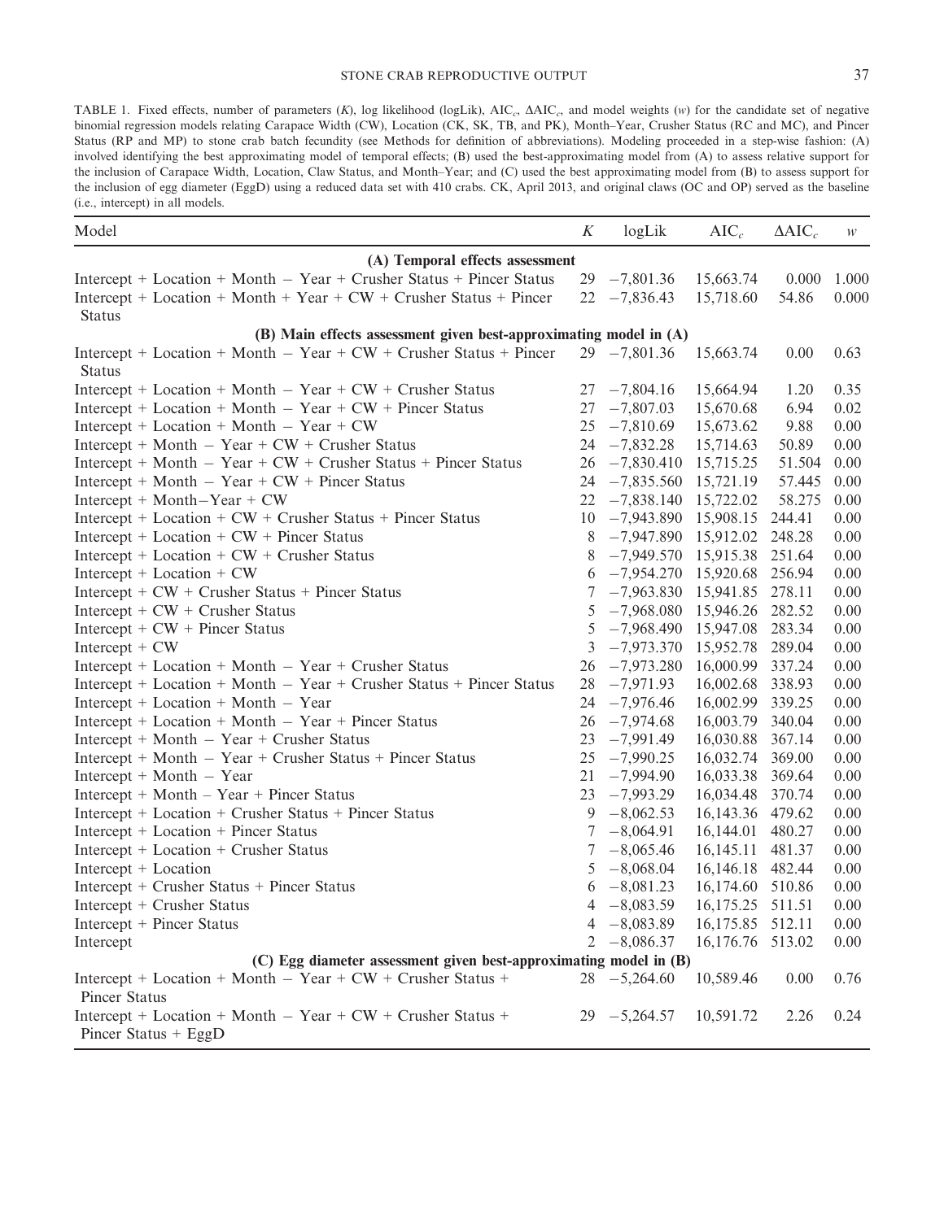TABLE 1. Fixed effects, number of parameters ($K$), log likelihood (logLik), $AIC_c$, $\Delta AIC_c$, and model weights ($w$) for the candidate set of negative binomial regression models relating Carapace Width (CW), Location (CK, SK, TB, and PK), Month–Year, Crusher Status (RC and MC), and Pincer Status (RP and MP) to stone crab batch fecundity (see Methods for definition of abbreviations). Modeling proceeded in a step-wise fashion: (A) involved identifying the best approximating model of temporal effects; (B) used the best-approximating model from (A) to assess relative support for the inclusion of Carapace Width, Location, Claw Status, and Month–Year; and (C) used the best approximating model from (B) to assess support for the inclusion of egg diameter (EggD) using a reduced data set with 410 crabs. CK, April 2013, and original claws (OC and OP) served as the baseline (i.e., intercept) in all models.

| Model | $K$ | logLik | $AIC_c$ | $\Delta AIC_c$ | $w$ |
|---|---|---|---|---|---|
| **(A) Temporal effects assessment** | | | | | |
| Intercept + Location + Month − Year + Crusher Status + Pincer Status | 29 | −7,801.36 | 15,663.74 | 0.000 | 1.000 |
| Intercept + Location + Month + Year + CW + Crusher Status + Pincer Status | 22 | −7,836.43 | 15,718.60 | 54.86 | 0.000 |
| **(B) Main effects assessment given best-approximating model in (A)** | | | | | |
| Intercept + Location + Month − Year + CW + Crusher Status + Pincer Status | 29 | −7,801.36 | 15,663.74 | 0.00 | 0.63 |
| Intercept + Location + Month − Year + CW + Crusher Status | 27 | −7,804.16 | 15,664.94 | 1.20 | 0.35 |
| Intercept + Location + Month − Year + CW + Pincer Status | 27 | −7,807.03 | 15,670.68 | 6.94 | 0.02 |
| Intercept + Location + Month − Year + CW | 25 | −7,810.69 | 15,673.62 | 9.88 | 0.00 |
| Intercept + Month − Year + CW + Crusher Status | 24 | −7,832.28 | 15,714.63 | 50.89 | 0.00 |
| Intercept + Month − Year + CW + Crusher Status + Pincer Status | 26 | −7,830.410 | 15,715.25 | 51.504 | 0.00 |
| Intercept + Month − Year + CW + Pincer Status | 24 | −7,835.560 | 15,721.19 | 57.445 | 0.00 |
| Intercept + Month−Year + CW | 22 | −7,838.140 | 15,722.02 | 58.275 | 0.00 |
| Intercept + Location + CW + Crusher Status + Pincer Status | 10 | −7,943.890 | 15,908.15 | 244.41 | 0.00 |
| Intercept + Location + CW + Pincer Status | 8 | −7,947.890 | 15,912.02 | 248.28 | 0.00 |
| Intercept + Location + CW + Crusher Status | 8 | −7,949.570 | 15,915.38 | 251.64 | 0.00 |
| Intercept + Location + CW | 6 | −7,954.270 | 15,920.68 | 256.94 | 0.00 |
| Intercept + CW + Crusher Status + Pincer Status | 7 | −7,963.830 | 15,941.85 | 278.11 | 0.00 |
| Intercept + CW + Crusher Status | 5 | −7,968.080 | 15,946.26 | 282.52 | 0.00 |
| Intercept + CW + Pincer Status | 5 | −7,968.490 | 15,947.08 | 283.34 | 0.00 |
| Intercept + CW | 3 | −7,973.370 | 15,952.78 | 289.04 | 0.00 |
| Intercept + Location + Month − Year + Crusher Status | 26 | −7,973.280 | 16,000.99 | 337.24 | 0.00 |
| Intercept + Location + Month − Year + Crusher Status + Pincer Status | 28 | −7,971.93 | 16,002.68 | 338.93 | 0.00 |
| Intercept + Location + Month − Year | 24 | −7,976.46 | 16,002.99 | 339.25 | 0.00 |
| Intercept + Location + Month − Year + Pincer Status | 26 | −7,974.68 | 16,003.79 | 340.04 | 0.00 |
| Intercept + Month − Year + Crusher Status | 23 | −7,991.49 | 16,030.88 | 367.14 | 0.00 |
| Intercept + Month − Year + Crusher Status + Pincer Status | 25 | −7,990.25 | 16,032.74 | 369.00 | 0.00 |
| Intercept + Month − Year | 21 | −7,994.90 | 16,033.38 | 369.64 | 0.00 |
| Intercept + Month – Year + Pincer Status | 23 | −7,993.29 | 16,034.48 | 370.74 | 0.00 |
| Intercept + Location + Crusher Status + Pincer Status | 9 | −8,062.53 | 16,143.36 | 479.62 | 0.00 |
| Intercept + Location + Pincer Status | 7 | −8,064.91 | 16,144.01 | 480.27 | 0.00 |
| Intercept + Location + Crusher Status | 7 | −8,065.46 | 16,145.11 | 481.37 | 0.00 |
| Intercept + Location | 5 | −8,068.04 | 16,146.18 | 482.44 | 0.00 |
| Intercept + Crusher Status + Pincer Status | 6 | −8,081.23 | 16,174.60 | 510.86 | 0.00 |
| Intercept + Crusher Status | 4 | −8,083.59 | 16,175.25 | 511.51 | 0.00 |
| Intercept + Pincer Status | 4 | −8,083.89 | 16,175.85 | 512.11 | 0.00 |
| Intercept | 2 | −8,086.37 | 16,176.76 | 513.02 | 0.00 |
| **(C) Egg diameter assessment given best-approximating model in (B)** | | | | | |
| Intercept + Location + Month − Year + CW + Crusher Status + Pincer Status | 28 | −5,264.60 | 10,589.46 | 0.00 | 0.76 |
| Intercept + Location + Month − Year + CW + Crusher Status + Pincer Status + EggD | 29 | −5,264.57 | 10,591.72 | 2.26 | 0.24 |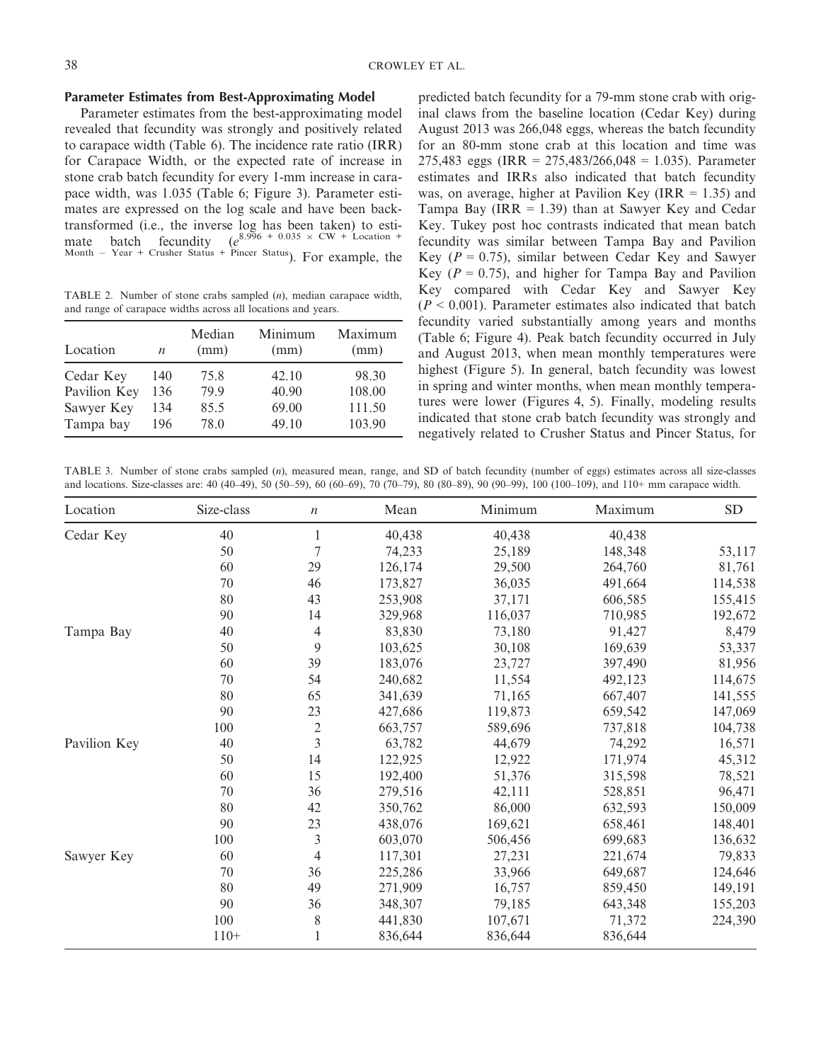### Parameter Estimates from Best-Approximating Model

Parameter estimates from the best-approximating model revealed that fecundity was strongly and positively related to carapace width (Table 6). The incidence rate ratio (IRR) for Carapace Width, or the expected rate of increase in stone crab batch fecundity for every 1-mm increase in carapace width, was 1.035 (Table 6; Figure 3). Parameter estimates are expressed on the log scale and have been back-transformed (i.e., the inverse log has been taken) to estimate batch fecundity ($e^{8.996 + 0.035 \times \text{CW} + \text{Location} + \text{Month} - \text{Year} + \text{Crusher Status} + \text{Pincer Status}}$). For example, the predicted batch fecundity for a 79-mm stone crab with original claws from the baseline location (Cedar Key) during August 2013 was 266,048 eggs, whereas the batch fecundity for an 80-mm stone crab at this location and time was 275,483 eggs (IRR = 275,483/266,048 = 1.035). Parameter estimates and IRRs also indicated that batch fecundity was, on average, higher at Pavilion Key (IRR = 1.35) and Tampa Bay (IRR = 1.39) than at Sawyer Key and Cedar Key. Tukey post hoc contrasts indicated that mean batch fecundity was similar between Tampa Bay and Pavilion Key ($P = 0.75$), similar between Cedar Key and Sawyer Key ($P = 0.75$), and higher for Tampa Bay and Pavilion Key compared with Cedar Key and Sawyer Key ($P < 0.001$). Parameter estimates also indicated that batch fecundity varied substantially among years and months (Table 6; Figure 4). Peak batch fecundity occurred in July and August 2013, when mean monthly temperatures were highest (Figure 5). In general, batch fecundity was lowest in spring and winter months, when mean monthly temperatures were lower (Figures 4, 5). Finally, modeling results indicated that stone crab batch fecundity was strongly and negatively related to Crusher Status and Pincer Status, for

TABLE 2. Number of stone crabs sampled ($n$), median carapace width, and range of carapace widths across all locations and years.

| Location | $n$ | Median (mm) | Minimum (mm) | Maximum (mm) |
|---|---|---|---|---|
| Cedar Key | 140 | 75.8 | 42.10 | 98.30 |
| Pavilion Key | 136 | 79.9 | 40.90 | 108.00 |
| Sawyer Key | 134 | 85.5 | 69.00 | 111.50 |
| Tampa bay | 196 | 78.0 | 49.10 | 103.90 |

TABLE 3. Number of stone crabs sampled ($n$), measured mean, range, and SD of batch fecundity (number of eggs) estimates across all size-classes and locations. Size-classes are: 40 (40–49), 50 (50–59), 60 (60–69), 70 (70–79), 80 (80–89), 90 (90–99), 100 (100–109), and 110+ mm carapace width.

| Location | Size-class | $n$ | Mean | Minimum | Maximum | SD |
|---|---|---|---|---|---|---|
| Cedar Key | 40 | 1 | 40,438 | 40,438 | 40,438 | |
| | 50 | 7 | 74,233 | 25,189 | 148,348 | 53,117 |
| | 60 | 29 | 126,174 | 29,500 | 264,760 | 81,761 |
| | 70 | 46 | 173,827 | 36,035 | 491,664 | 114,538 |
| | 80 | 43 | 253,908 | 37,171 | 606,585 | 155,415 |
| | 90 | 14 | 329,968 | 116,037 | 710,985 | 192,672 |
| Tampa Bay | 40 | 4 | 83,830 | 73,180 | 91,427 | 8,479 |
| | 50 | 9 | 103,625 | 30,108 | 169,639 | 53,337 |
| | 60 | 39 | 183,076 | 23,727 | 397,490 | 81,956 |
| | 70 | 54 | 240,682 | 11,554 | 492,123 | 114,675 |
| | 80 | 65 | 341,639 | 71,165 | 667,407 | 141,555 |
| | 90 | 23 | 427,686 | 119,873 | 659,542 | 147,069 |
| | 100 | 2 | 663,757 | 589,696 | 737,818 | 104,738 |
| Pavilion Key | 40 | 3 | 63,782 | 44,679 | 74,292 | 16,571 |
| | 50 | 14 | 122,925 | 12,922 | 171,974 | 45,312 |
| | 60 | 15 | 192,400 | 51,376 | 315,598 | 78,521 |
| | 70 | 36 | 279,516 | 42,111 | 528,851 | 96,471 |
| | 80 | 42 | 350,762 | 86,000 | 632,593 | 150,009 |
| | 90 | 23 | 438,076 | 169,621 | 658,461 | 148,401 |
| | 100 | 3 | 603,070 | 506,456 | 699,683 | 136,632 |
| Sawyer Key | 60 | 4 | 117,301 | 27,231 | 221,674 | 79,833 |
| | 70 | 36 | 225,286 | 33,966 | 649,687 | 124,646 |
| | 80 | 49 | 271,909 | 16,757 | 859,450 | 149,191 |
| | 90 | 36 | 348,307 | 79,185 | 643,348 | 155,203 |
| | 100 | 8 | 441,830 | 107,671 | 71,372 | 224,390 |
| | 110+ | 1 | 836,644 | 836,644 | 836,644 | |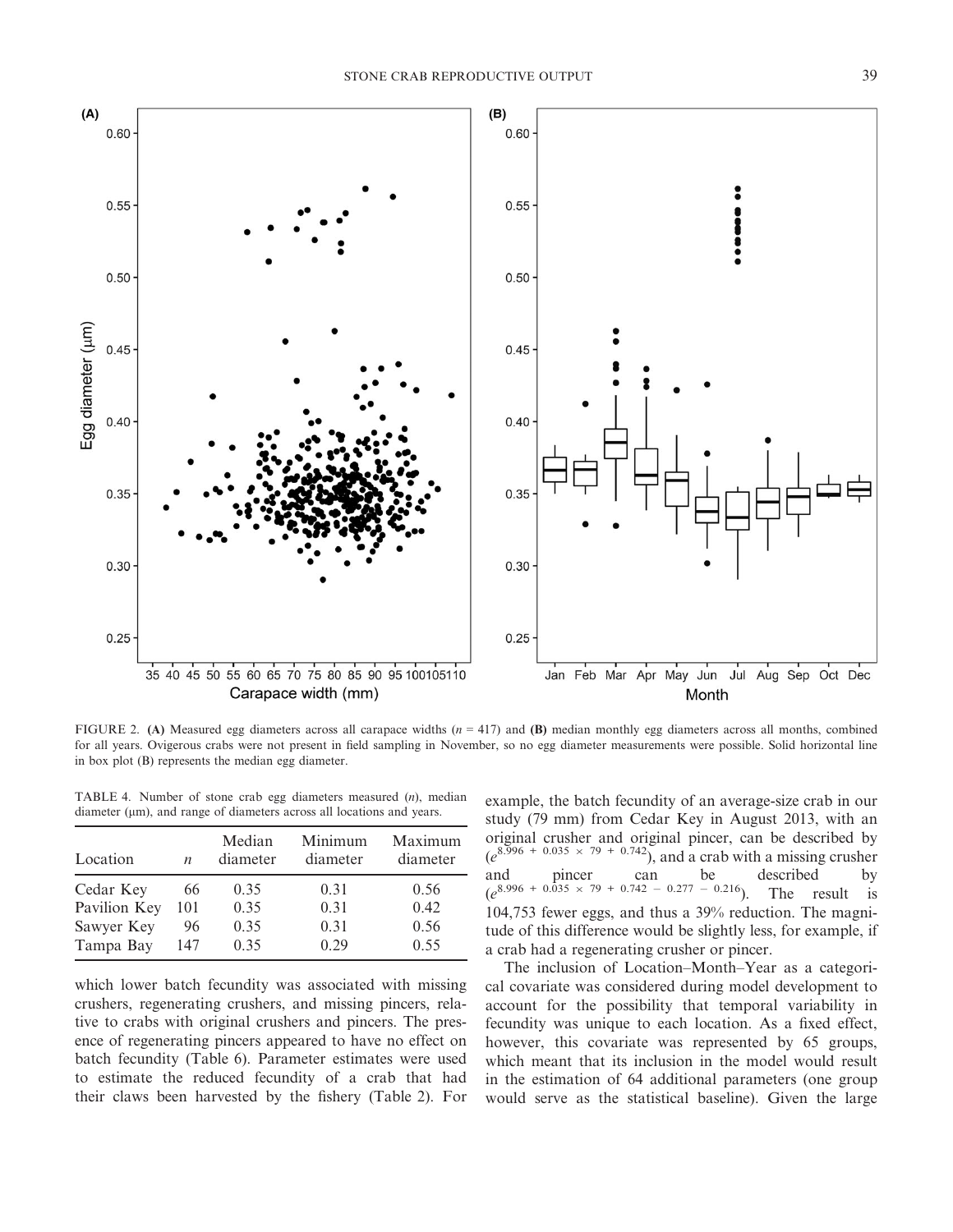FIGURE 2. **(A)** Measured egg diameters across all carapace widths ($n$ = 417) and **(B)** median monthly egg diameters across all months, combined for all years. Ovigerous crabs were not present in field sampling in November, so no egg diameter measurements were possible. Solid horizontal line in box plot (B) represents the median egg diameter.

TABLE 4. Number of stone crab egg diameters measured ($n$), median diameter (μm), and range of diameters across all locations and years.

| Location | $n$ | Median diameter | Minimum diameter | Maximum diameter |
|---|---|---|---|---|
| Cedar Key | 66 | 0.35 | 0.31 | 0.56 |
| Pavilion Key | 101 | 0.35 | 0.31 | 0.42 |
| Sawyer Key | 96 | 0.35 | 0.31 | 0.56 |
| Tampa Bay | 147 | 0.35 | 0.29 | 0.55 |

which lower batch fecundity was associated with missing crushers, regenerating crushers, and missing pincers, relative to crabs with original crushers and pincers. The presence of regenerating pincers appeared to have no effect on batch fecundity (Table 6). Parameter estimates were used to estimate the reduced fecundity of a crab that had their claws been harvested by the fishery (Table 2). For example, the batch fecundity of an average-size crab in our study (79 mm) from Cedar Key in August 2013, with an original crusher and original pincer, can be described by ($e^{8.996 + 0.035 \times 79 + 0.742}$), and a crab with a missing crusher and pincer can be described by ($e^{8.996 + 0.035 \times 79 + 0.742 - 0.277 - 0.216}$). The result is 104,753 fewer eggs, and thus a 39% reduction. The magnitude of this difference would be slightly less, for example, if a crab had a regenerating crusher or pincer.

The inclusion of Location–Month–Year as a categorical covariate was considered during model development to account for the possibility that temporal variability in fecundity was unique to each location. As a fixed effect, however, this covariate was represented by 65 groups, which meant that its inclusion in the model would result in the estimation of 64 additional parameters (one group would serve as the statistical baseline). Given the large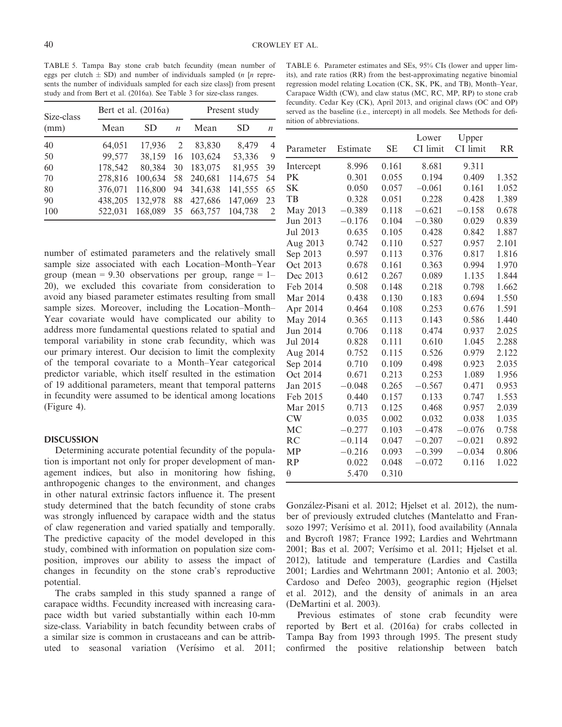TABLE 5. Tampa Bay stone crab batch fecundity (mean number of eggs per clutch ± SD) and number of individuals sampled (*n* [*n* represents the number of individuals sampled for each size class]) from present study and from Bert et al. (2016a). See Table 3 for size-class ranges.

| Size-class (mm) | Bert et al. (2016a) | | | Present study | | |
|---|---|---|---|---|---|---|
| | Mean | SD | *n* | Mean | SD | *n* |
| 40 | 64,051 | 17,936 | 2 | 83,830 | 8,479 | 4 |
| 50 | 99,577 | 38,159 | 16 | 103,624 | 53,336 | 9 |
| 60 | 178,542 | 80,384 | 30 | 183,075 | 81,955 | 39 |
| 70 | 278,816 | 100,634 | 58 | 240,681 | 114,675 | 54 |
| 80 | 376,071 | 116,800 | 94 | 341,638 | 141,555 | 65 |
| 90 | 438,205 | 132,978 | 88 | 427,686 | 147,069 | 23 |
| 100 | 522,031 | 168,089 | 35 | 663,757 | 104,738 | 2 |

number of estimated parameters and the relatively small sample size associated with each Location–Month–Year group (mean = 9.30 observations per group, range = 1–20), we excluded this covariate from consideration to avoid any biased parameter estimates resulting from small sample sizes. Moreover, including the Location–Month–Year covariate would have complicated our ability to address more fundamental questions related to spatial and temporal variability in stone crab fecundity, which was our primary interest. Our decision to limit the complexity of the temporal covariate to a Month–Year categorical predictor variable, which itself resulted in the estimation of 19 additional parameters, meant that temporal patterns in fecundity were assumed to be identical among locations (Figure 4).

TABLE 6. Parameter estimates and SEs, 95% CIs (lower and upper limits), and rate ratios (RR) from the best-approximating negative binomial regression model relating Location (CK, SK, PK, and TB), Month–Year, Carapace Width (CW), and claw status (MC, RC, MP, RP) to stone crab fecundity. Cedar Key (CK), April 2013, and original claws (OC and OP) served as the baseline (i.e., intercept) in all models. See Methods for definition of abbreviations.

| Parameter | Estimate | SE | Lower CI limit | Upper CI limit | RR |
|---|---|---|---|---|---|
| Intercept | 8.996 | 0.161 | 8.681 | 9.311 | |
| PK | 0.301 | 0.055 | 0.194 | 0.409 | 1.352 |
| SK | 0.050 | 0.057 | −0.061 | 0.161 | 1.052 |
| TB | 0.328 | 0.051 | 0.228 | 0.428 | 1.389 |
| May 2013 | −0.389 | 0.118 | −0.621 | −0.158 | 0.678 |
| Jun 2013 | −0.176 | 0.104 | −0.380 | 0.029 | 0.839 |
| Jul 2013 | 0.635 | 0.105 | 0.428 | 0.842 | 1.887 |
| Aug 2013 | 0.742 | 0.110 | 0.527 | 0.957 | 2.101 |
| Sep 2013 | 0.597 | 0.113 | 0.376 | 0.817 | 1.816 |
| Oct 2013 | 0.678 | 0.161 | 0.363 | 0.994 | 1.970 |
| Dec 2013 | 0.612 | 0.267 | 0.089 | 1.135 | 1.844 |
| Feb 2014 | 0.508 | 0.148 | 0.218 | 0.798 | 1.662 |
| Mar 2014 | 0.438 | 0.130 | 0.183 | 0.694 | 1.550 |
| Apr 2014 | 0.464 | 0.108 | 0.253 | 0.676 | 1.591 |
| May 2014 | 0.365 | 0.113 | 0.143 | 0.586 | 1.440 |
| Jun 2014 | 0.706 | 0.118 | 0.474 | 0.937 | 2.025 |
| Jul 2014 | 0.828 | 0.111 | 0.610 | 1.045 | 2.288 |
| Aug 2014 | 0.752 | 0.115 | 0.526 | 0.979 | 2.122 |
| Sep 2014 | 0.710 | 0.109 | 0.498 | 0.923 | 2.035 |
| Oct 2014 | 0.671 | 0.213 | 0.253 | 1.089 | 1.956 |
| Jan 2015 | −0.048 | 0.265 | −0.567 | 0.471 | 0.953 |
| Feb 2015 | 0.440 | 0.157 | 0.133 | 0.747 | 1.553 |
| Mar 2015 | 0.713 | 0.125 | 0.468 | 0.957 | 2.039 |
| CW | 0.035 | 0.002 | 0.032 | 0.038 | 1.035 |
| MC | −0.277 | 0.103 | −0.478 | −0.076 | 0.758 |
| RC | −0.114 | 0.047 | −0.207 | −0.021 | 0.892 |
| MP | −0.216 | 0.093 | −0.399 | −0.034 | 0.806 |
| RP | 0.022 | 0.048 | −0.072 | 0.116 | 1.022 |
| $\theta$ | 5.470 | 0.310 | | | |

## DISCUSSION

Determining accurate potential fecundity of the population is important not only for proper development of management indices, but also in monitoring how fishing, anthropogenic changes to the environment, and changes in other natural extrinsic factors influence it. The present study determined that the batch fecundity of stone crabs was strongly influenced by carapace width and the status of claw regeneration and varied spatially and temporally. The predictive capacity of the model developed in this study, combined with information on population size composition, improves our ability to assess the impact of changes in fecundity on the stone crab's reproductive potential.

The crabs sampled in this study spanned a range of carapace widths. Fecundity increased with increasing carapace width but varied substantially within each 10-mm size-class. Variability in batch fecundity between crabs of a similar size is common in crustaceans and can be attributed to seasonal variation (Verísimo et al. 2011; González-Pisani et al. 2012; Hjelset et al. 2012), the number of previously extruded clutches (Mantelatto and Fransozo 1997; Verísimo et al. 2011), food availability (Annala and Bycroft 1987; France 1992; Lardies and Wehrtmann 2001; Bas et al. 2007; Verísimo et al. 2011; Hjelset et al. 2012), latitude and temperature (Lardies and Castilla 2001; Lardies and Wehrtmann 2001; Antonio et al. 2003; Cardoso and Defeo 2003), geographic region (Hjelset et al. 2012), and the density of animals in an area (DeMartini et al. 2003).

Previous estimates of stone crab fecundity were reported by Bert et al. (2016a) for crabs collected in Tampa Bay from 1993 through 1995. The present study confirmed the positive relationship between batch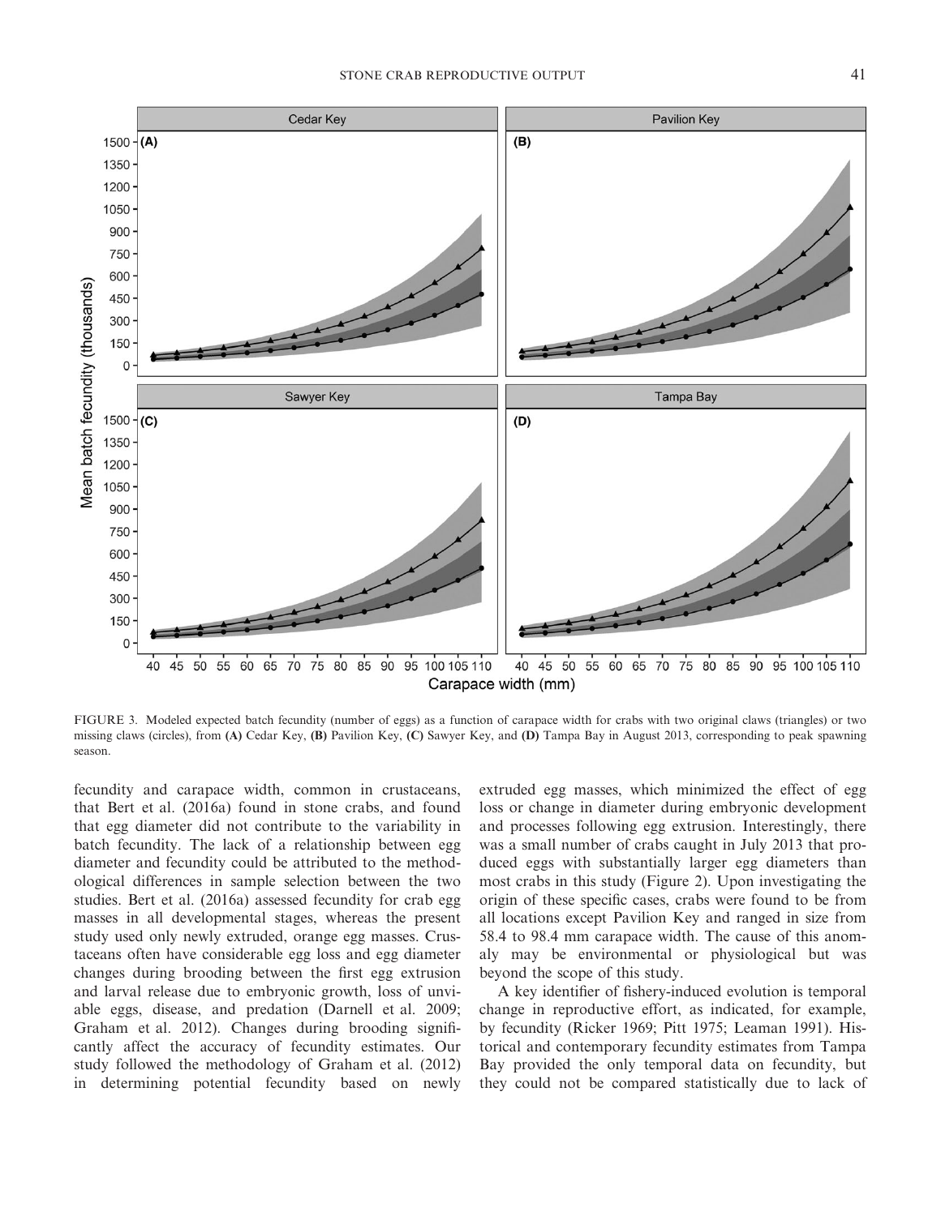FIGURE 3. Modeled expected batch fecundity (number of eggs) as a function of carapace width for crabs with two original claws (triangles) or two missing claws (circles), from **(A)** Cedar Key, **(B)** Pavilion Key, **(C)** Sawyer Key, and **(D)** Tampa Bay in August 2013, corresponding to peak spawning season.

fecundity and carapace width, common in crustaceans, that Bert et al. (2016a) found in stone crabs, and found that egg diameter did not contribute to the variability in batch fecundity. The lack of a relationship between egg diameter and fecundity could be attributed to the methodological differences in sample selection between the two studies. Bert et al. (2016a) assessed fecundity for crab egg masses in all developmental stages, whereas the present study used only newly extruded, orange egg masses. Crustaceans often have considerable egg loss and egg diameter changes during brooding between the first egg extrusion and larval release due to embryonic growth, loss of unviable eggs, disease, and predation (Darnell et al. 2009; Graham et al. 2012). Changes during brooding significantly affect the accuracy of fecundity estimates. Our study followed the methodology of Graham et al. (2012) in determining potential fecundity based on newly extruded egg masses, which minimized the effect of egg loss or change in diameter during embryonic development and processes following egg extrusion. Interestingly, there was a small number of crabs caught in July 2013 that produced eggs with substantially larger egg diameters than most crabs in this study (Figure 2). Upon investigating the origin of these specific cases, crabs were found to be from all locations except Pavilion Key and ranged in size from 58.4 to 98.4 mm carapace width. The cause of this anomaly may be environmental or physiological but was beyond the scope of this study.

A key identifier of fishery-induced evolution is temporal change in reproductive effort, as indicated, for example, by fecundity (Ricker 1969; Pitt 1975; Leaman 1991). Historical and contemporary fecundity estimates from Tampa Bay provided the only temporal data on fecundity, but they could not be compared statistically due to lack of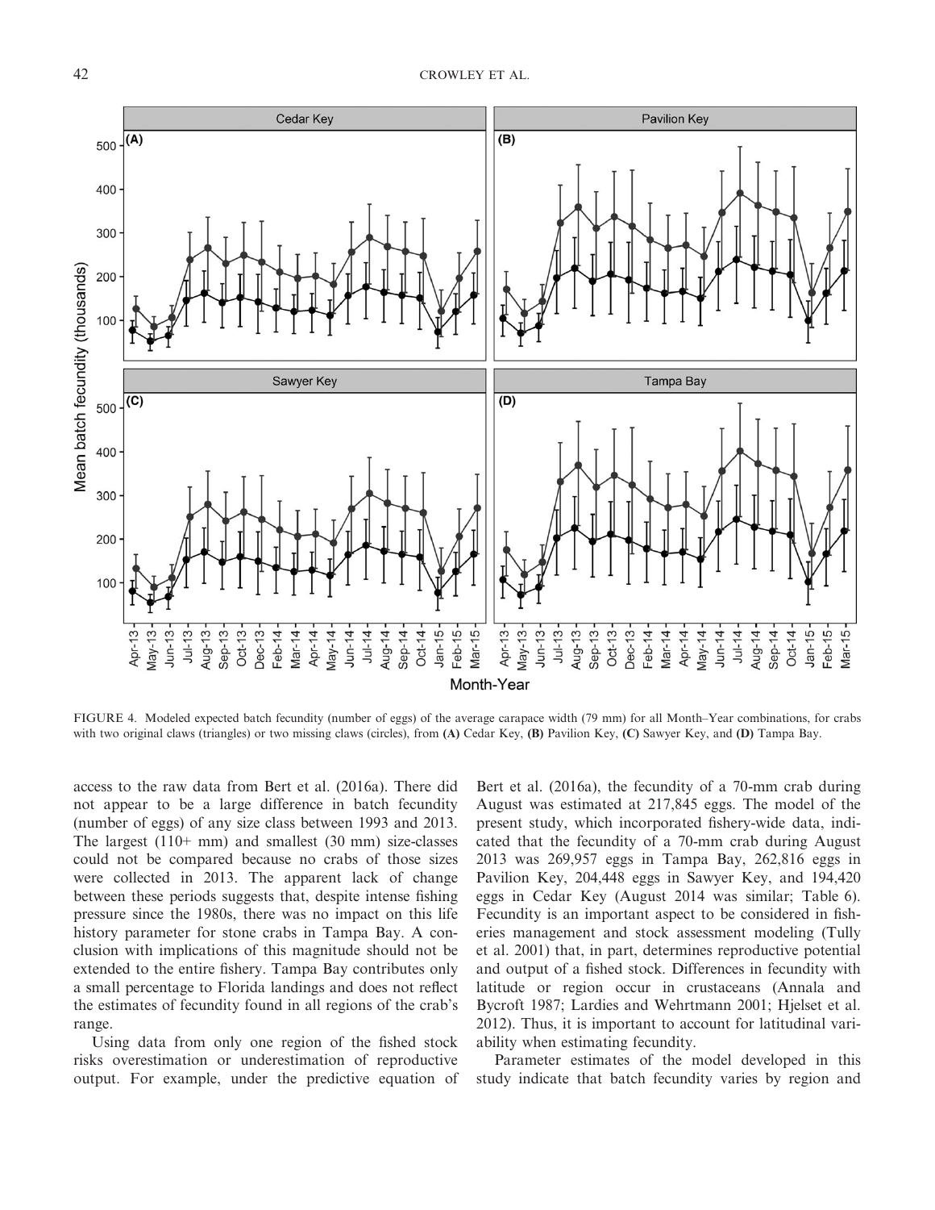FIGURE 4. Modeled expected batch fecundity (number of eggs) of the average carapace width (79 mm) for all Month–Year combinations, for crabs with two original claws (triangles) or two missing claws (circles), from **(A)** Cedar Key, **(B)** Pavilion Key, **(C)** Sawyer Key, and **(D)** Tampa Bay.

access to the raw data from Bert et al. (2016a). There did not appear to be a large difference in batch fecundity (number of eggs) of any size class between 1993 and 2013. The largest (110+ mm) and smallest (30 mm) size-classes could not be compared because no crabs of those sizes were collected in 2013. The apparent lack of change between these periods suggests that, despite intense fishing pressure since the 1980s, there was no impact on this life history parameter for stone crabs in Tampa Bay. A conclusion with implications of this magnitude should not be extended to the entire fishery. Tampa Bay contributes only a small percentage to Florida landings and does not reflect the estimates of fecundity found in all regions of the crab's range.

Using data from only one region of the fished stock risks overestimation or underestimation of reproductive output. For example, under the predictive equation of Bert et al. (2016a), the fecundity of a 70-mm crab during August was estimated at 217,845 eggs. The model of the present study, which incorporated fishery-wide data, indicated that the fecundity of a 70-mm crab during August 2013 was 269,957 eggs in Tampa Bay, 262,816 eggs in Pavilion Key, 204,448 eggs in Sawyer Key, and 194,420 eggs in Cedar Key (August 2014 was similar; Table 6). Fecundity is an important aspect to be considered in fisheries management and stock assessment modeling (Tully et al. 2001) that, in part, determines reproductive potential and output of a fished stock. Differences in fecundity with latitude or region occur in crustaceans (Annala and Bycroft 1987; Lardies and Wehrtmann 2001; Hjelset et al. 2012). Thus, it is important to account for latitudinal variability when estimating fecundity.

Parameter estimates of the model developed in this study indicate that batch fecundity varies by region and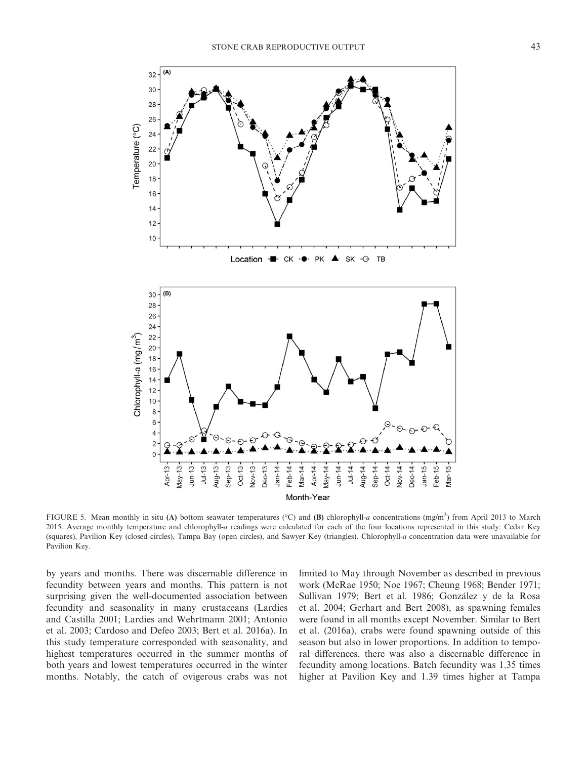FIGURE 5. Mean monthly in situ **(A)** bottom seawater temperatures (°C) and **(B)** chlorophyll-*a* concentrations (mg/m$^3$) from April 2013 to March 2015. Average monthly temperature and chlorophyll-*a* readings were calculated for each of the four locations represented in this study: Cedar Key (squares), Pavilion Key (closed circles), Tampa Bay (open circles), and Sawyer Key (triangles). Chlorophyll-*a* concentration data were unavailable for Pavilion Key.

by years and months. There was discernable difference in fecundity between years and months. This pattern is not surprising given the well-documented association between fecundity and seasonality in many crustaceans (Lardies and Castilla 2001; Lardies and Wehrtmann 2001; Antonio et al. 2003; Cardoso and Defeo 2003; Bert et al. 2016a). In this study temperature corresponded with seasonality, and highest temperatures occurred in the summer months of both years and lowest temperatures occurred in the winter months. Notably, the catch of ovigerous crabs was not limited to May through November as described in previous work (McRae 1950; Noe 1967; Cheung 1968; Bender 1971; Sullivan 1979; Bert et al. 1986; González y de la Rosa et al. 2004; Gerhart and Bert 2008), as spawning females were found in all months except November. Similar to Bert et al. (2016a), crabs were found spawning outside of this season but also in lower proportions. In addition to temporal differences, there was also a discernable difference in fecundity among locations. Batch fecundity was 1.35 times higher at Pavilion Key and 1.39 times higher at Tampa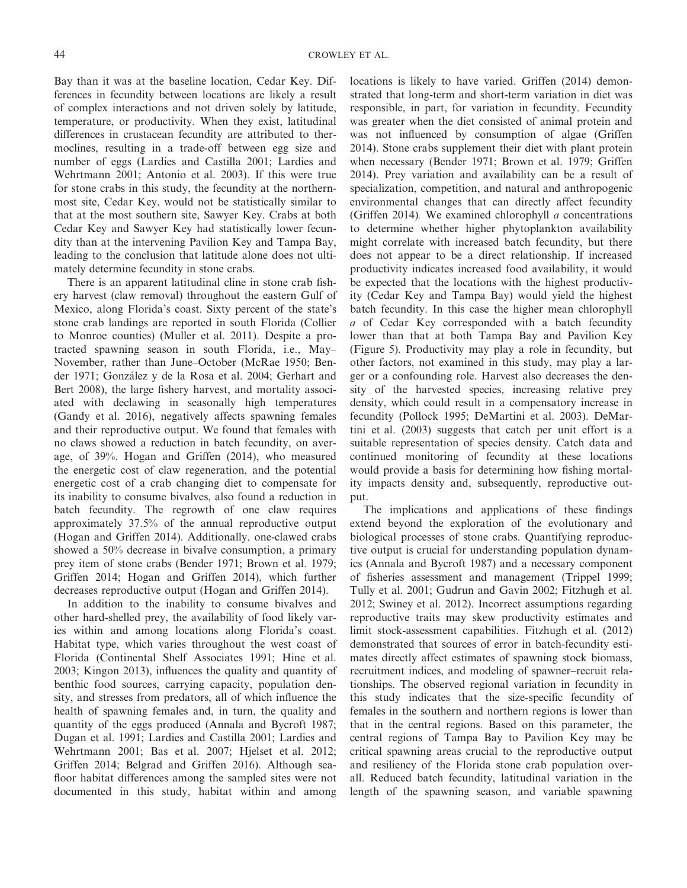Bay than it was at the baseline location, Cedar Key. Differences in fecundity between locations are likely a result of complex interactions and not driven solely by latitude, temperature, or productivity. When they exist, latitudinal differences in crustacean fecundity are attributed to thermoclines, resulting in a trade-off between egg size and number of eggs (Lardies and Castilla 2001; Lardies and Wehrtmann 2001; Antonio et al. 2003). If this were true for stone crabs in this study, the fecundity at the northernmost site, Cedar Key, would not be statistically similar to that at the most southern site, Sawyer Key. Crabs at both Cedar Key and Sawyer Key had statistically lower fecundity than at the intervening Pavilion Key and Tampa Bay, leading to the conclusion that latitude alone does not ultimately determine fecundity in stone crabs.

There is an apparent latitudinal cline in stone crab fishery harvest (claw removal) throughout the eastern Gulf of Mexico, along Florida's coast. Sixty percent of the state's stone crab landings are reported in south Florida (Collier to Monroe counties) (Muller et al. 2011). Despite a protracted spawning season in south Florida, i.e., May–November, rather than June–October (McRae 1950; Bender 1971; González y de la Rosa et al. 2004; Gerhart and Bert 2008), the large fishery harvest, and mortality associated with declawing in seasonally high temperatures (Gandy et al. 2016), negatively affects spawning females and their reproductive output. We found that females with no claws showed a reduction in batch fecundity, on average, of 39%. Hogan and Griffen (2014), who measured the energetic cost of claw regeneration, and the potential energetic cost of a crab changing diet to compensate for its inability to consume bivalves, also found a reduction in batch fecundity. The regrowth of one claw requires approximately 37.5% of the annual reproductive output (Hogan and Griffen 2014). Additionally, one-clawed crabs showed a 50% decrease in bivalve consumption, a primary prey item of stone crabs (Bender 1971; Brown et al. 1979; Griffen 2014; Hogan and Griffen 2014), which further decreases reproductive output (Hogan and Griffen 2014).

In addition to the inability to consume bivalves and other hard-shelled prey, the availability of food likely varies within and among locations along Florida's coast. Habitat type, which varies throughout the west coast of Florida (Continental Shelf Associates 1991; Hine et al. 2003; Kingon 2013), influences the quality and quantity of benthic food sources, carrying capacity, population density, and stresses from predators, all of which influence the health of spawning females and, in turn, the quality and quantity of the eggs produced (Annala and Bycroft 1987; Dugan et al. 1991; Lardies and Castilla 2001; Lardies and Wehrtmann 2001; Bas et al. 2007; Hjelset et al. 2012; Griffen 2014; Belgrad and Griffen 2016). Although seafloor habitat differences among the sampled sites were not documented in this study, habitat within and among locations is likely to have varied. Griffen (2014) demonstrated that long-term and short-term variation in diet was responsible, in part, for variation in fecundity. Fecundity was greater when the diet consisted of animal protein and was not influenced by consumption of algae (Griffen 2014). Stone crabs supplement their diet with plant protein when necessary (Bender 1971; Brown et al. 1979; Griffen 2014). Prey variation and availability can be a result of specialization, competition, and natural and anthropogenic environmental changes that can directly affect fecundity (Griffen 2014). We examined chlorophyll *a* concentrations to determine whether higher phytoplankton availability might correlate with increased batch fecundity, but there does not appear to be a direct relationship. If increased productivity indicates increased food availability, it would be expected that the locations with the highest productivity (Cedar Key and Tampa Bay) would yield the highest batch fecundity. In this case the higher mean chlorophyll *a* of Cedar Key corresponded with a batch fecundity lower than that at both Tampa Bay and Pavilion Key (Figure 5). Productivity may play a role in fecundity, but other factors, not examined in this study, may play a larger or a confounding role. Harvest also decreases the density of the harvested species, increasing relative prey density, which could result in a compensatory increase in fecundity (Pollock 1995; DeMartini et al. 2003). DeMartini et al. (2003) suggests that catch per unit effort is a suitable representation of species density. Catch data and continued monitoring of fecundity at these locations would provide a basis for determining how fishing mortality impacts density and, subsequently, reproductive output.

The implications and applications of these findings extend beyond the exploration of the evolutionary and biological processes of stone crabs. Quantifying reproductive output is crucial for understanding population dynamics (Annala and Bycroft 1987) and a necessary component of fisheries assessment and management (Trippel 1999; Tully et al. 2001; Gudrun and Gavin 2002; Fitzhugh et al. 2012; Swiney et al. 2012). Incorrect assumptions regarding reproductive traits may skew productivity estimates and limit stock-assessment capabilities. Fitzhugh et al. (2012) demonstrated that sources of error in batch-fecundity estimates directly affect estimates of spawning stock biomass, recruitment indices, and modeling of spawner–recruit relationships. The observed regional variation in fecundity in this study indicates that the size-specific fecundity of females in the southern and northern regions is lower than that in the central regions. Based on this parameter, the central regions of Tampa Bay to Pavilion Key may be critical spawning areas crucial to the reproductive output and resiliency of the Florida stone crab population overall. Reduced batch fecundity, latitudinal variation in the length of the spawning season, and variable spawning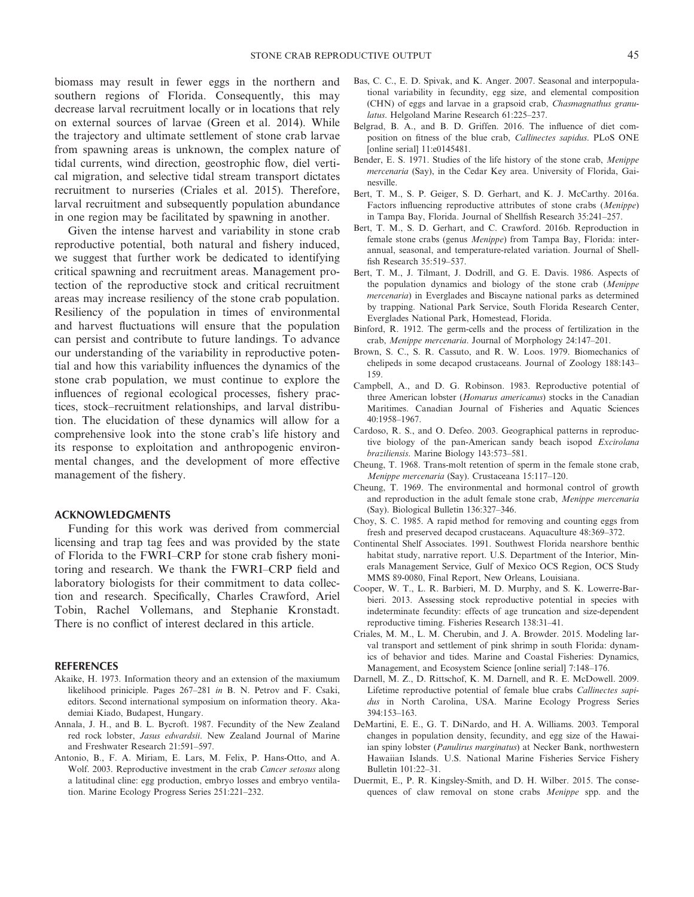biomass may result in fewer eggs in the northern and southern regions of Florida. Consequently, this may decrease larval recruitment locally or in locations that rely on external sources of larvae (Green et al. 2014). While the trajectory and ultimate settlement of stone crab larvae from spawning areas is unknown, the complex nature of tidal currents, wind direction, geostrophic flow, diel vertical migration, and selective tidal stream transport dictates recruitment to nurseries (Criales et al. 2015). Therefore, larval recruitment and subsequently population abundance in one region may be facilitated by spawning in another.

Given the intense harvest and variability in stone crab reproductive potential, both natural and fishery induced, we suggest that further work be dedicated to identifying critical spawning and recruitment areas. Management protection of the reproductive stock and critical recruitment areas may increase resiliency of the stone crab population. Resiliency of the population in times of environmental and harvest fluctuations will ensure that the population can persist and contribute to future landings. To advance our understanding of the variability in reproductive potential and how this variability influences the dynamics of the stone crab population, we must continue to explore the influences of regional ecological processes, fishery practices, stock–recruitment relationships, and larval distribution. The elucidation of these dynamics will allow for a comprehensive look into the stone crab's life history and its response to exploitation and anthropogenic environmental changes, and the development of more effective management of the fishery.

## ACKNOWLEDGMENTS

Funding for this work was derived from commercial licensing and trap tag fees and was provided by the state of Florida to the FWRI–CRP for stone crab fishery monitoring and research. We thank the FWRI–CRP field and laboratory biologists for their commitment to data collection and research. Specifically, Charles Crawford, Ariel Tobin, Rachel Vollemans, and Stephanie Kronstadt. There is no conflict of interest declared in this article.

## REFERENCES

Akaike, H. 1973. Information theory and an extension of the maxiumum likelihood priniciple. Pages 267–281 *in* B. N. Petrov and F. Csaki, editors. Second international symposium on information theory. Akademiai Kiado, Budapest, Hungary.

Annala, J. H., and B. L. Bycroft. 1987. Fecundity of the New Zealand red rock lobster, *Jasus edwardsii*. New Zealand Journal of Marine and Freshwater Research 21:591–597.

Antonio, B., F. A. Miriam, E. Lars, M. Felix, P. Hans-Otto, and A. Wolf. 2003. Reproductive investment in the crab *Cancer setosus* along a latitudinal cline: egg production, embryo losses and embryo ventilation. Marine Ecology Progress Series 251:221–232.

Bas, C. C., E. D. Spivak, and K. Anger. 2007. Seasonal and interpopulational variability in fecundity, egg size, and elemental composition (CHN) of eggs and larvae in a grapsoid crab, *Chasmagnathus granulatus*. Helgoland Marine Research 61:225–237.

Belgrad, B. A., and B. D. Griffen. 2016. The influence of diet composition on fitness of the blue crab, *Callinectes sapidus*. PLoS ONE [online serial] 11:e0145481.

Bender, E. S. 1971. Studies of the life history of the stone crab, *Menippe mercenaria* (Say), in the Cedar Key area. University of Florida, Gainesville.

Bert, T. M., S. P. Geiger, S. D. Gerhart, and K. J. McCarthy. 2016a. Factors influencing reproductive attributes of stone crabs (*Menippe*) in Tampa Bay, Florida. Journal of Shellfish Research 35:241–257.

Bert, T. M., S. D. Gerhart, and C. Crawford. 2016b. Reproduction in female stone crabs (genus *Menippe*) from Tampa Bay, Florida: interannual, seasonal, and temperature-related variation. Journal of Shellfish Research 35:519–537.

Bert, T. M., J. Tilmant, J. Dodrill, and G. E. Davis. 1986. Aspects of the population dynamics and biology of the stone crab (*Menippe mercenaria*) in Everglades and Biscayne national parks as determined by trapping. National Park Service, South Florida Research Center, Everglades National Park, Homestead, Florida.

Binford, R. 1912. The germ-cells and the process of fertilization in the crab, *Menippe mercenaria*. Journal of Morphology 24:147–201.

Brown, S. C., S. R. Cassuto, and R. W. Loos. 1979. Biomechanics of chelipeds in some decapod crustaceans. Journal of Zoology 188:143–159.

Campbell, A., and D. G. Robinson. 1983. Reproductive potential of three American lobster (*Homarus americanus*) stocks in the Canadian Maritimes. Canadian Journal of Fisheries and Aquatic Sciences 40:1958–1967.

Cardoso, R. S., and O. Defeo. 2003. Geographical patterns in reproductive biology of the pan-American sandy beach isopod *Excirolana braziliensis*. Marine Biology 143:573–581.

Cheung, T. 1968. Trans-molt retention of sperm in the female stone crab, *Menippe mercenaria* (Say). Crustaceana 15:117–120.

Cheung, T. 1969. The environmental and hormonal control of growth and reproduction in the adult female stone crab, *Menippe mercenaria* (Say). Biological Bulletin 136:327–346.

Choy, S. C. 1985. A rapid method for removing and counting eggs from fresh and preserved decapod crustaceans. Aquaculture 48:369–372.

Continental Shelf Associates. 1991. Southwest Florida nearshore benthic habitat study, narrative report. U.S. Department of the Interior, Minerals Management Service, Gulf of Mexico OCS Region, OCS Study MMS 89-0080, Final Report, New Orleans, Louisiana.

Cooper, W. T., L. R. Barbieri, M. D. Murphy, and S. K. Lowerre-Barbieri. 2013. Assessing stock reproductive potential in species with indeterminate fecundity: effects of age truncation and size-dependent reproductive timing. Fisheries Research 138:31–41.

Criales, M. M., L. M. Cherubin, and J. A. Browder. 2015. Modeling larval transport and settlement of pink shrimp in south Florida: dynamics of behavior and tides. Marine and Coastal Fisheries: Dynamics, Management, and Ecosystem Science [online serial] 7:148–176.

Darnell, M. Z., D. Rittschof, K. M. Darnell, and R. E. McDowell. 2009. Lifetime reproductive potential of female blue crabs *Callinectes sapidus* in North Carolina, USA. Marine Ecology Progress Series 394:153–163.

DeMartini, E. E., G. T. DiNardo, and H. A. Williams. 2003. Temporal changes in population density, fecundity, and egg size of the Hawaiian spiny lobster (*Panulirus marginatus*) at Necker Bank, northwestern Hawaiian Islands. U.S. National Marine Fisheries Service Fishery Bulletin 101:22–31.

Duermit, E., P. R. Kingsley-Smith, and D. H. Wilber. 2015. The consequences of claw removal on stone crabs *Menippe* spp. and the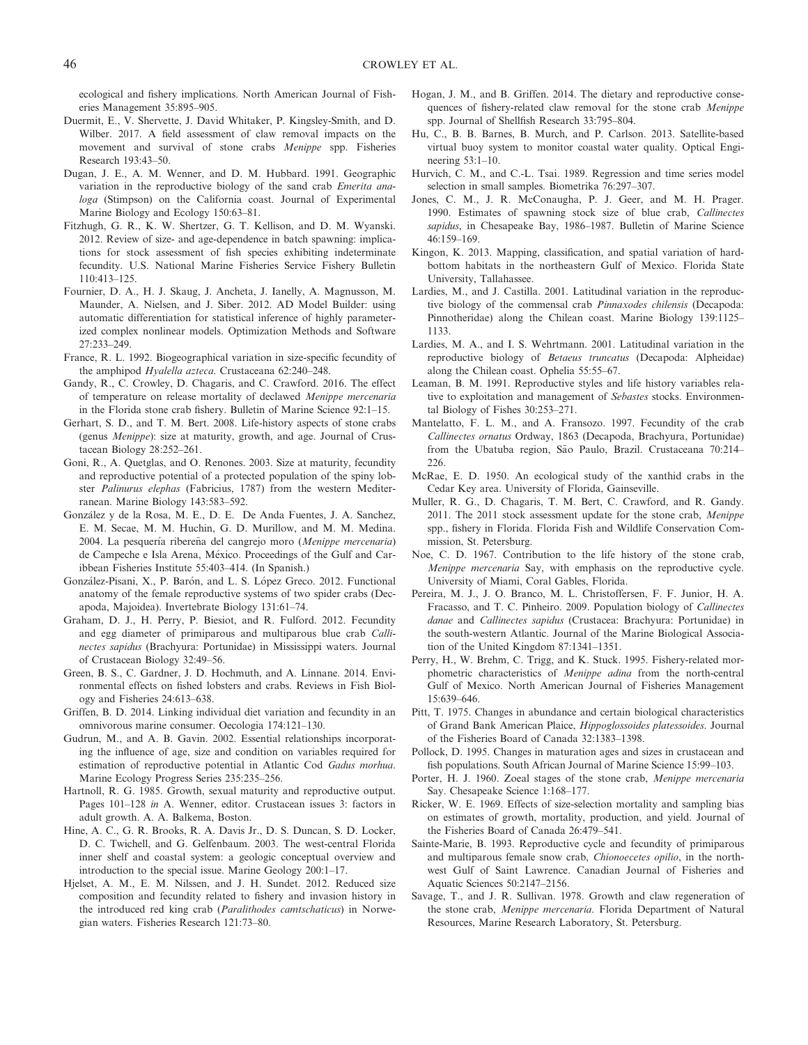ecological and fishery implications. North American Journal of Fisheries Management 35:895–905.

Duermit, E., V. Shervette, J. David Whitaker, P. Kingsley-Smith, and D. Wilber. 2017. A field assessment of claw removal impacts on the movement and survival of stone crabs *Menippe* spp. Fisheries Research 193:43–50.

Dugan, J. E., A. M. Wenner, and D. M. Hubbard. 1991. Geographic variation in the reproductive biology of the sand crab *Emerita analoga* (Stimpson) on the California coast. Journal of Experimental Marine Biology and Ecology 150:63–81.

Fitzhugh, G. R., K. W. Shertzer, G. T. Kellison, and D. M. Wyanski. 2012. Review of size- and age-dependence in batch spawning: implications for stock assessment of fish species exhibiting indeterminate fecundity. U.S. National Marine Fisheries Service Fishery Bulletin 110:413–125.

Fournier, D. A., H. J. Skaug, J. Ancheta, J. Ianelly, A. Magnusson, M. Maunder, A. Nielsen, and J. Siber. 2012. AD Model Builder: using automatic differentiation for statistical inference of highly parameterized complex nonlinear models. Optimization Methods and Software 27:233–249.

France, R. L. 1992. Biogeographical variation in size-specific fecundity of the amphipod *Hyalella azteca*. Crustaceana 62:240–248.

Gandy, R., C. Crowley, D. Chagaris, and C. Crawford. 2016. The effect of temperature on release mortality of declawed *Menippe mercenaria* in the Florida stone crab fishery. Bulletin of Marine Science 92:1–15.

Gerhart, S. D., and T. M. Bert. 2008. Life-history aspects of stone crabs (genus *Menippe*): size at maturity, growth, and age. Journal of Crustacean Biology 28:252–261.

Goni, R., A. Quetglas, and O. Renones. 2003. Size at maturity, fecundity and reproductive potential of a protected population of the spiny lobster *Palinurus elephas* (Fabricius, 1787) from the western Mediterranean. Marine Biology 143:583–592.

González y de la Rosa, M. E., D. E. De Anda Fuentes, J. A. Sanchez, E. M. Secae, M. M. Huchin, G. D. Murillow, and M. M. Medina. 2004. La pesquería ribereña del cangrejo moro (*Menippe mercenaria*) de Campeche e Isla Arena, México. Proceedings of the Gulf and Caribbean Fisheries Institute 55:403–414. (In Spanish.)

González-Pisani, X., P. Barón, and L. S. López Greco. 2012. Functional anatomy of the female reproductive systems of two spider crabs (Decapoda, Majoidea). Invertebrate Biology 131:61–74.

Graham, D. J., H. Perry, P. Biesiot, and R. Fulford. 2012. Fecundity and egg diameter of primiparous and multiparous blue crab *Callinectes sapidus* (Brachyura: Portunidae) in Mississippi waters. Journal of Crustacean Biology 32:49–56.

Green, B. S., C. Gardner, J. D. Hochmuth, and A. Linnane. 2014. Environmental effects on fished lobsters and crabs. Reviews in Fish Biology and Fisheries 24:613–638.

Griffen, B. D. 2014. Linking individual diet variation and fecundity in an omnivorous marine consumer. Oecologia 174:121–130.

Gudrun, M., and A. B. Gavin. 2002. Essential relationships incorporating the influence of age, size and condition on variables required for estimation of reproductive potential in Atlantic Cod *Gadus morhua*. Marine Ecology Progress Series 235:235–256.

Hartnoll, R. G. 1985. Growth, sexual maturity and reproductive output. Pages 101–128 *in* A. Wenner, editor. Crustacean issues 3: factors in adult growth. A. A. Balkema, Boston.

Hine, A. C., G. R. Brooks, R. A. Davis Jr., D. S. Duncan, S. D. Locker, D. C. Twichell, and G. Gelfenbaum. 2003. The west-central Florida inner shelf and coastal system: a geologic conceptual overview and introduction to the special issue. Marine Geology 200:1–17.

Hjelset, A. M., E. M. Nilssen, and J. H. Sundet. 2012. Reduced size composition and fecundity related to fishery and invasion history in the introduced red king crab (*Paralithodes camtschaticus*) in Norwegian waters. Fisheries Research 121:73–80.

Hogan, J. M., and B. Griffen. 2014. The dietary and reproductive consequences of fishery-related claw removal for the stone crab *Menippe* spp. Journal of Shellfish Research 33:795–804.

Hu, C., B. B. Barnes, B. Murch, and P. Carlson. 2013. Satellite-based virtual buoy system to monitor coastal water quality. Optical Engineering 53:1–10.

Hurvich, C. M., and C.-L. Tsai. 1989. Regression and time series model selection in small samples. Biometrika 76:297–307.

Jones, C. M., J. R. McConaugha, P. J. Geer, and M. H. Prager. 1990. Estimates of spawning stock size of blue crab, *Callinectes sapidus*, in Chesapeake Bay, 1986–1987. Bulletin of Marine Science 46:159–169.

Kingon, K. 2013. Mapping, classification, and spatial variation of hard-bottom habitats in the northeastern Gulf of Mexico. Florida State University, Tallahassee.

Lardies, M., and J. Castilla. 2001. Latitudinal variation in the reproductive biology of the commensal crab *Pinnaxodes chilensis* (Decapoda: Pinnotheridae) along the Chilean coast. Marine Biology 139:1125–1133.

Lardies, M. A., and I. S. Wehrtmann. 2001. Latitudinal variation in the reproductive biology of *Betaeus truncatus* (Decapoda: Alpheidae) along the Chilean coast. Ophelia 55:55–67.

Leaman, B. M. 1991. Reproductive styles and life history variables relative to exploitation and management of *Sebastes* stocks. Environmental Biology of Fishes 30:253–271.

Mantelatto, F. L. M., and A. Fransozo. 1997. Fecundity of the crab *Callinectes ornatus* Ordway, 1863 (Decapoda, Brachyura, Portunidae) from the Ubatuba region, São Paulo, Brazil. Crustaceana 70:214–226.

McRae, E. D. 1950. An ecological study of the xanthid crabs in the Cedar Key area. University of Florida, Gainseville.

Muller, R. G., D. Chagaris, T. M. Bert, C. Crawford, and R. Gandy. 2011. The 2011 stock assessment update for the stone crab, *Menippe* spp., fishery in Florida. Florida Fish and Wildlife Conservation Commission, St. Petersburg.

Noe, C. D. 1967. Contribution to the life history of the stone crab, *Menippe mercenaria* Say, with emphasis on the reproductive cycle. University of Miami, Coral Gables, Florida.

Pereira, M. J., J. O. Branco, M. L. Christoffersen, F. F. Junior, H. A. Fracasso, and T. C. Pinheiro. 2009. Population biology of *Callinectes danae* and *Callinectes sapidus* (Crustacea: Brachyura: Portunidae) in the south-western Atlantic. Journal of the Marine Biological Association of the United Kingdom 87:1341–1351.

Perry, H., W. Brehm, C. Trigg, and K. Stuck. 1995. Fishery-related morphometric characteristics of *Menippe adina* from the north-central Gulf of Mexico. North American Journal of Fisheries Management 15:639–646.

Pitt, T. 1975. Changes in abundance and certain biological characteristics of Grand Bank American Plaice, *Hippoglossoides platessoides*. Journal of the Fisheries Board of Canada 32:1383–1398.

Pollock, D. 1995. Changes in maturation ages and sizes in crustacean and fish populations. South African Journal of Marine Science 15:99–103.

Porter, H. J. 1960. Zoeal stages of the stone crab, *Menippe mercenaria* Say. Chesapeake Science 1:168–177.

Ricker, W. E. 1969. Effects of size-selection mortality and sampling bias on estimates of growth, mortality, production, and yield. Journal of the Fisheries Board of Canada 26:479–541.

Sainte-Marie, B. 1993. Reproductive cycle and fecundity of primiparous and multiparous female snow crab, *Chionoecetes opilio*, in the northwest Gulf of Saint Lawrence. Canadian Journal of Fisheries and Aquatic Sciences 50:2147–2156.

Savage, T., and J. R. Sullivan. 1978. Growth and claw regeneration of the stone crab, *Menippe mercenaria*. Florida Department of Natural Resources, Marine Research Laboratory, St. Petersburg.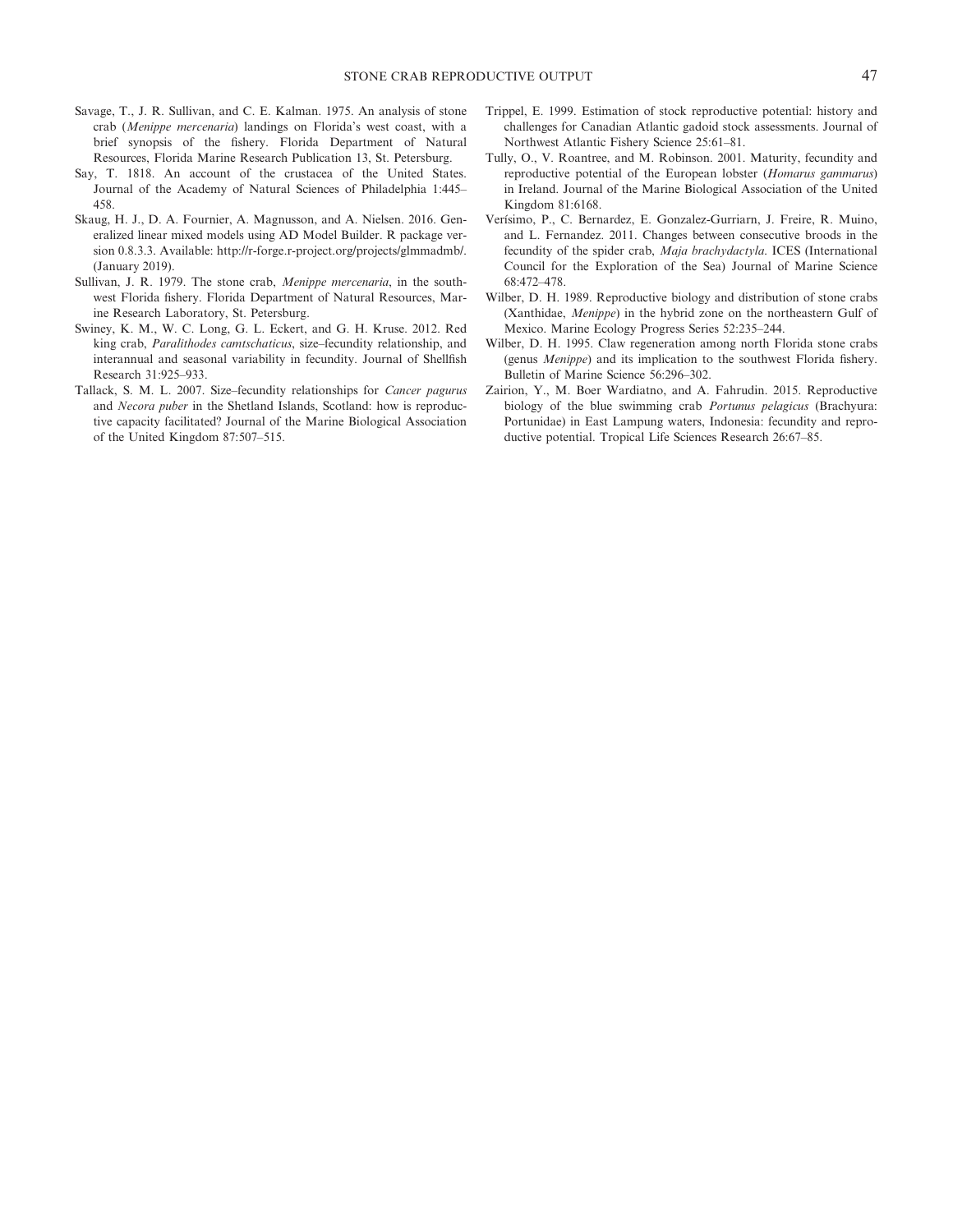Savage, T., J. R. Sullivan, and C. E. Kalman. 1975. An analysis of stone crab (*Menippe mercenaria*) landings on Florida's west coast, with a brief synopsis of the fishery. Florida Department of Natural Resources, Florida Marine Research Publication 13, St. Petersburg.

Say, T. 1818. An account of the crustacea of the United States. Journal of the Academy of Natural Sciences of Philadelphia 1:445–458.

Skaug, H. J., D. A. Fournier, A. Magnusson, and A. Nielsen. 2016. Generalized linear mixed models using AD Model Builder. R package version 0.8.3.3. Available: http://r-forge.r-project.org/projects/glmmadmb/. (January 2019).

Sullivan, J. R. 1979. The stone crab, *Menippe mercenaria*, in the southwest Florida fishery. Florida Department of Natural Resources, Marine Research Laboratory, St. Petersburg.

Swiney, K. M., W. C. Long, G. L. Eckert, and G. H. Kruse. 2012. Red king crab, *Paralithodes camtschaticus*, size–fecundity relationship, and interannual and seasonal variability in fecundity. Journal of Shellfish Research 31:925–933.

Tallack, S. M. L. 2007. Size–fecundity relationships for *Cancer pagurus* and *Necora puber* in the Shetland Islands, Scotland: how is reproductive capacity facilitated? Journal of the Marine Biological Association of the United Kingdom 87:507–515.

Trippel, E. 1999. Estimation of stock reproductive potential: history and challenges for Canadian Atlantic gadoid stock assessments. Journal of Northwest Atlantic Fishery Science 25:61–81.

Tully, O., V. Roantree, and M. Robinson. 2001. Maturity, fecundity and reproductive potential of the European lobster (*Homarus gammarus*) in Ireland. Journal of the Marine Biological Association of the United Kingdom 81:6168.

Verísimo, P., C. Bernardez, E. Gonzalez-Gurriarn, J. Freire, R. Muino, and L. Fernandez. 2011. Changes between consecutive broods in the fecundity of the spider crab, *Maja brachydactyla*. ICES (International Council for the Exploration of the Sea) Journal of Marine Science 68:472–478.

Wilber, D. H. 1989. Reproductive biology and distribution of stone crabs (Xanthidae, *Menippe*) in the hybrid zone on the northeastern Gulf of Mexico. Marine Ecology Progress Series 52:235–244.

Wilber, D. H. 1995. Claw regeneration among north Florida stone crabs (genus *Menippe*) and its implication to the southwest Florida fishery. Bulletin of Marine Science 56:296–302.

Zairion, Y., M. Boer Wardiatno, and A. Fahrudin. 2015. Reproductive biology of the blue swimming crab *Portunus pelagicus* (Brachyura: Portunidae) in East Lampung waters, Indonesia: fecundity and reproductive potential. Tropical Life Sciences Research 26:67–85.